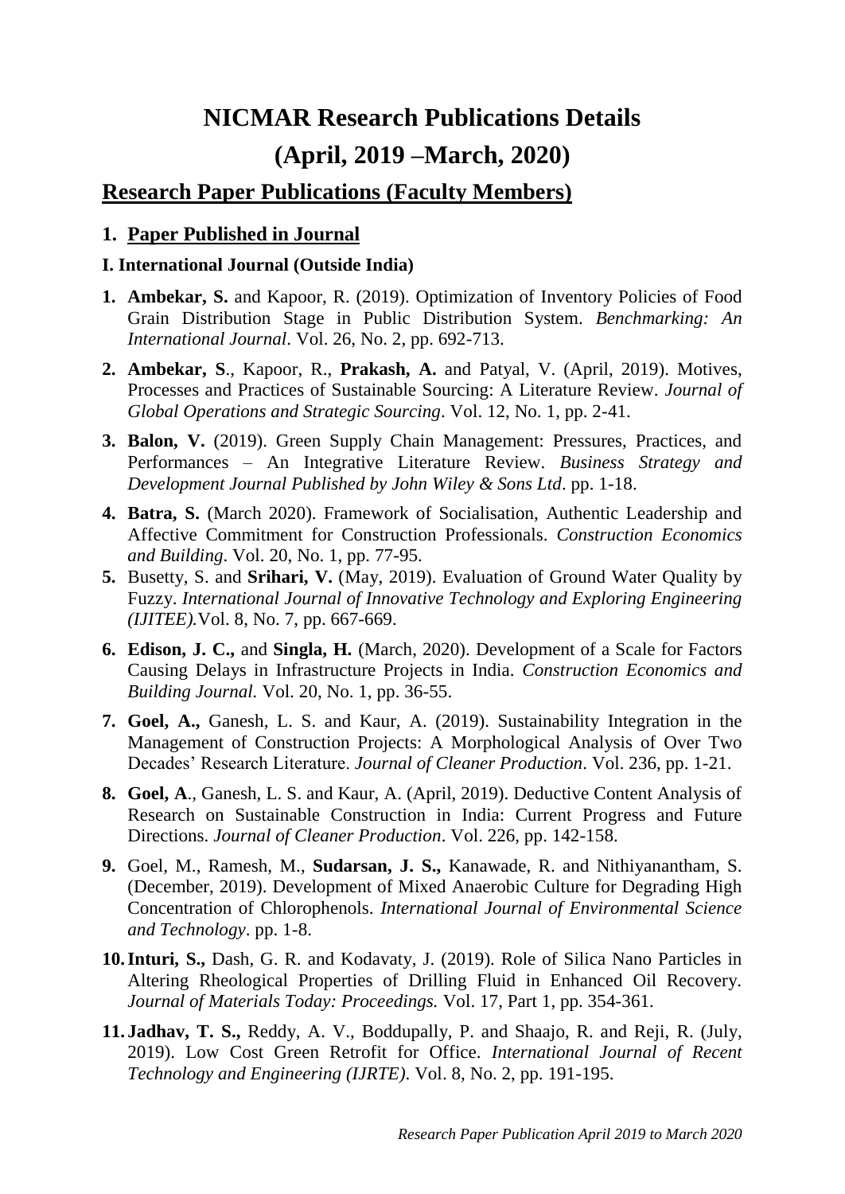# NICMAR Research Publications Details

# (April, 2019 –March, 2020)

## Research Paper Publications (Faculty Members)

### 1. Paper Published in Journal

#### I. International Journal (Outside India)

1. **Ambekar, S.** and Kapoor, R. (2019). Optimization of Inventory Policies of Food Grain Distribution Stage in Public Distribution System. *Benchmarking: An International Journal*. Vol. 26, No. 2, pp. 692-713.

2. **Ambekar, S**., Kapoor, R., **Prakash, A.** and Patyal, V. (April, 2019). Motives, Processes and Practices of Sustainable Sourcing: A Literature Review. *Journal of Global Operations and Strategic Sourcing*. Vol. 12, No. 1, pp. 2-41.

3. **Balon, V.** (2019). Green Supply Chain Management: Pressures, Practices, and Performances – An Integrative Literature Review. *Business Strategy and Development Journal Published by John Wiley & Sons Ltd*. pp. 1-18.

4. **Batra, S.** (March 2020). Framework of Socialisation, Authentic Leadership and Affective Commitment for Construction Professionals. *Construction Economics and Building*. Vol. 20, No. 1, pp. 77-95.

5. Busetty, S. and **Srihari, V.** (May, 2019). Evaluation of Ground Water Quality by Fuzzy. *International Journal of Innovative Technology and Exploring Engineering (IJITEE).*Vol. 8, No. 7, pp. 667-669.

6. **Edison, J. C.,** and **Singla, H.** (March, 2020). Development of a Scale for Factors Causing Delays in Infrastructure Projects in India. *Construction Economics and Building Journal.* Vol. 20, No. 1, pp. 36-55.

7. **Goel, A.,** Ganesh, L. S. and Kaur, A. (2019). Sustainability Integration in the Management of Construction Projects: A Morphological Analysis of Over Two Decades' Research Literature. *Journal of Cleaner Production*. Vol. 236, pp. 1-21.

8. **Goel, A**., Ganesh, L. S. and Kaur, A. (April, 2019). Deductive Content Analysis of Research on Sustainable Construction in India: Current Progress and Future Directions. *Journal of Cleaner Production*. Vol. 226, pp. 142-158.

9. Goel, M., Ramesh, M., **Sudarsan, J. S.,** Kanawade, R. and Nithiyanantham, S. (December, 2019). Development of Mixed Anaerobic Culture for Degrading High Concentration of Chlorophenols. *International Journal of Environmental Science and Technology*. pp. 1-8.

10. **Inturi, S.,** Dash, G. R. and Kodavaty, J. (2019). Role of Silica Nano Particles in Altering Rheological Properties of Drilling Fluid in Enhanced Oil Recovery. *Journal of Materials Today: Proceedings.* Vol. 17, Part 1, pp. 354-361.

11. **Jadhav, T. S.,** Reddy, A. V., Boddupally, P. and Shaajo, R. and Reji, R. (July, 2019). Low Cost Green Retrofit for Office. *International Journal of Recent Technology and Engineering (IJRTE)*. Vol. 8, No. 2, pp. 191-195.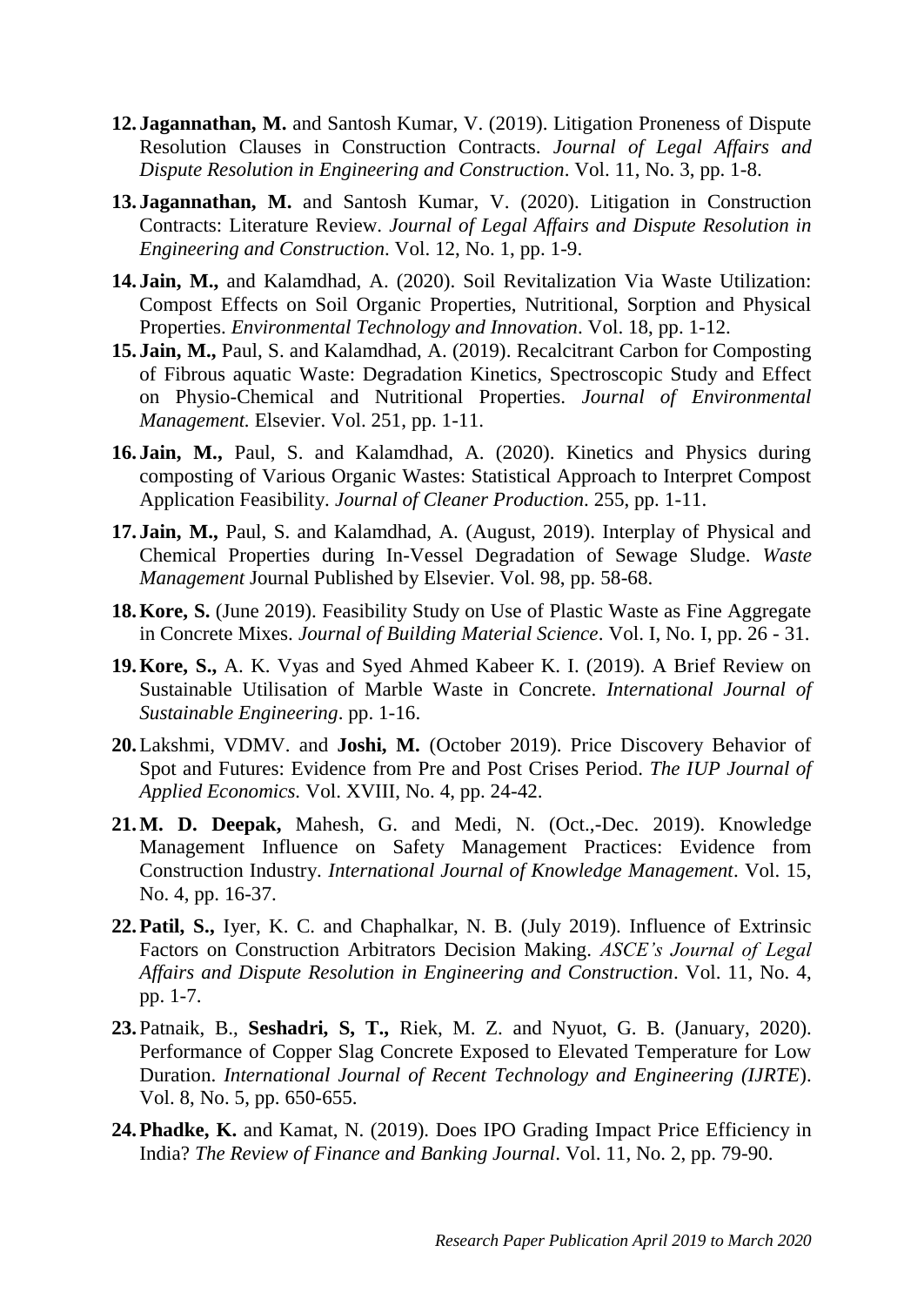12. **Jagannathan, M.** and Santosh Kumar, V. (2019). Litigation Proneness of Dispute Resolution Clauses in Construction Contracts. *Journal of Legal Affairs and Dispute Resolution in Engineering and Construction*. Vol. 11, No. 3, pp. 1-8.

13. **Jagannathan, M.** and Santosh Kumar, V. (2020). Litigation in Construction Contracts: Literature Review. *Journal of Legal Affairs and Dispute Resolution in Engineering and Construction*. Vol. 12, No. 1, pp. 1-9.

14. **Jain, M.,** and Kalamdhad, A. (2020). Soil Revitalization Via Waste Utilization: Compost Effects on Soil Organic Properties, Nutritional, Sorption and Physical Properties. *Environmental Technology and Innovation*. Vol. 18, pp. 1-12.

15. **Jain, M.,** Paul, S. and Kalamdhad, A. (2019). Recalcitrant Carbon for Composting of Fibrous aquatic Waste: Degradation Kinetics, Spectroscopic Study and Effect on Physio-Chemical and Nutritional Properties. *Journal of Environmental Management.* Elsevier. Vol. 251, pp. 1-11.

16. **Jain, M.,** Paul, S. and Kalamdhad, A. (2020). Kinetics and Physics during composting of Various Organic Wastes: Statistical Approach to Interpret Compost Application Feasibility. *Journal of Cleaner Production.* 255, pp. 1-11.

17. **Jain, M.,** Paul, S. and Kalamdhad, A. (August, 2019). Interplay of Physical and Chemical Properties during In-Vessel Degradation of Sewage Sludge. *Waste Management* Journal Published by Elsevier. Vol. 98, pp. 58-68.

18. **Kore, S.** (June 2019). Feasibility Study on Use of Plastic Waste as Fine Aggregate in Concrete Mixes. *Journal of Building Material Science*. Vol. I, No. I, pp. 26 - 31.

19. **Kore, S.,** A. K. Vyas and Syed Ahmed Kabeer K. I. (2019). A Brief Review on Sustainable Utilisation of Marble Waste in Concrete. *International Journal of Sustainable Engineering*. pp. 1-16.

20. Lakshmi, VDMV. and **Joshi, M.** (October 2019). Price Discovery Behavior of Spot and Futures: Evidence from Pre and Post Crises Period. *The IUP Journal of Applied Economics.* Vol. XVIII, No. 4, pp. 24-42.

21. **M. D. Deepak,** Mahesh, G. and Medi, N. (Oct.,-Dec. 2019). Knowledge Management Influence on Safety Management Practices: Evidence from Construction Industry. *International Journal of Knowledge Management*. Vol. 15, No. 4, pp. 16-37.

22. **Patil, S.,** Iyer, K. C. and Chaphalkar, N. B. (July 2019). Influence of Extrinsic Factors on Construction Arbitrators Decision Making. *ASCE's Journal of Legal Affairs and Dispute Resolution in Engineering and Construction*. Vol. 11, No. 4, pp. 1-7.

23. Patnaik, B., **Seshadri, S, T.,** Riek, M. Z. and Nyuot, G. B. (January, 2020). Performance of Copper Slag Concrete Exposed to Elevated Temperature for Low Duration. *International Journal of Recent Technology and Engineering (IJRTE*). Vol. 8, No. 5, pp. 650-655.

24. **Phadke, K.** and Kamat, N. (2019). Does IPO Grading Impact Price Efficiency in India? *The Review of Finance and Banking Journal*. Vol. 11, No. 2, pp. 79-90.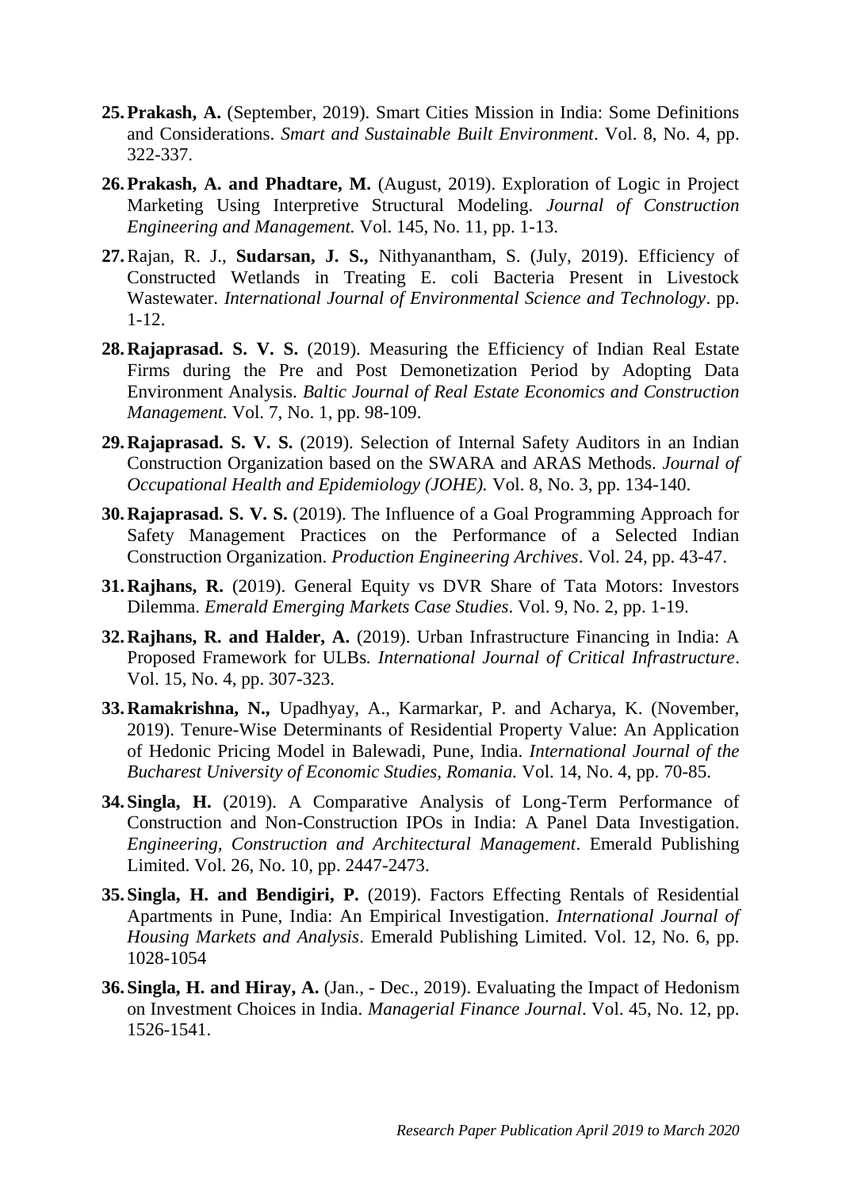25. **Prakash, A.** (September, 2019). Smart Cities Mission in India: Some Definitions and Considerations. *Smart and Sustainable Built Environment*. Vol. 8, No. 4, pp. 322-337.

26. **Prakash, A. and Phadtare, M.** (August, 2019). Exploration of Logic in Project Marketing Using Interpretive Structural Modeling. *Journal of Construction Engineering and Management.* Vol. 145, No. 11, pp. 1-13.

27. Rajan, R. J., **Sudarsan, J. S.,** Nithyanantham, S. (July, 2019). Efficiency of Constructed Wetlands in Treating E. coli Bacteria Present in Livestock Wastewater. *International Journal of Environmental Science and Technology*. pp. 1-12.

28. **Rajaprasad. S. V. S.** (2019). Measuring the Efficiency of Indian Real Estate Firms during the Pre and Post Demonetization Period by Adopting Data Environment Analysis. *Baltic Journal of Real Estate Economics and Construction Management.* Vol. 7, No. 1, pp. 98-109.

29. **Rajaprasad. S. V. S.** (2019). Selection of Internal Safety Auditors in an Indian Construction Organization based on the SWARA and ARAS Methods. *Journal of Occupational Health and Epidemiology (JOHE).* Vol. 8, No. 3, pp. 134-140.

30. **Rajaprasad. S. V. S.** (2019). The Influence of a Goal Programming Approach for Safety Management Practices on the Performance of a Selected Indian Construction Organization. *Production Engineering Archives*. Vol. 24, pp. 43-47.

31. **Rajhans, R.** (2019). General Equity vs DVR Share of Tata Motors: Investors Dilemma. *Emerald Emerging Markets Case Studies*. Vol. 9, No. 2, pp. 1-19.

32. **Rajhans, R. and Halder, A.** (2019). Urban Infrastructure Financing in India: A Proposed Framework for ULBs*. International Journal of Critical Infrastructure*. Vol. 15, No. 4, pp. 307-323.

33. **Ramakrishna, N.,** Upadhyay, A., Karmarkar, P. and Acharya, K. (November, 2019). Tenure-Wise Determinants of Residential Property Value: An Application of Hedonic Pricing Model in Balewadi, Pune, India. *International Journal of the Bucharest University of Economic Studies, Romania.* Vol. 14, No. 4, pp. 70-85.

34. **Singla, H.** (2019). A Comparative Analysis of Long-Term Performance of Construction and Non-Construction IPOs in India: A Panel Data Investigation. *Engineering, Construction and Architectural Management*. Emerald Publishing Limited. Vol. 26, No. 10, pp. 2447-2473.

35. **Singla, H. and Bendigiri, P.** (2019). Factors Effecting Rentals of Residential Apartments in Pune, India: An Empirical Investigation. *International Journal of Housing Markets and Analysis*. Emerald Publishing Limited. Vol. 12, No. 6, pp. 1028-1054

36. **Singla, H. and Hiray, A.** (Jan., - Dec., 2019). Evaluating the Impact of Hedonism on Investment Choices in India. *Managerial Finance Journal*. Vol. 45, No. 12, pp. 1526-1541.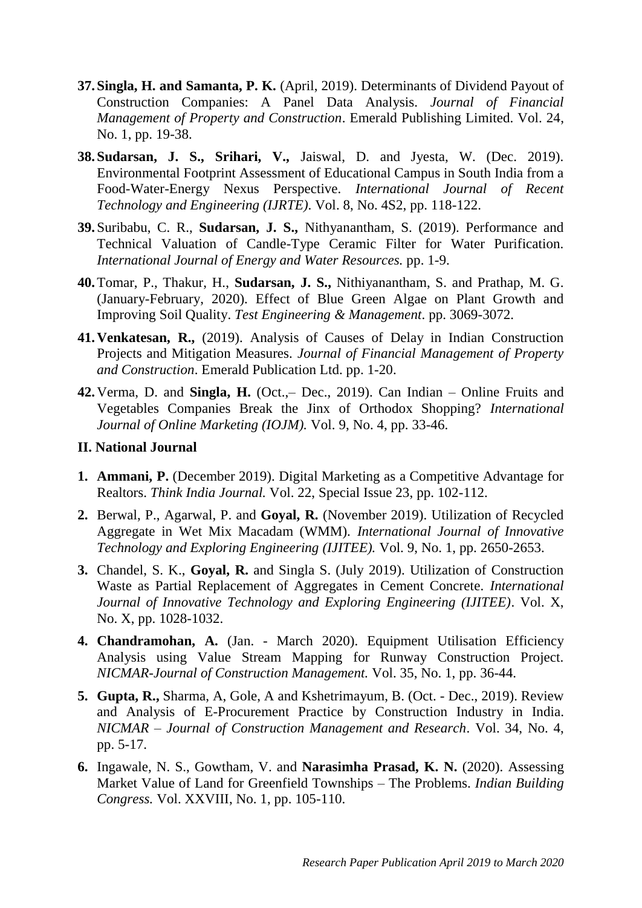37. **Singla, H. and Samanta, P. K.** (April, 2019). Determinants of Dividend Payout of Construction Companies: A Panel Data Analysis. *Journal of Financial Management of Property and Construction*. Emerald Publishing Limited. Vol. 24, No. 1, pp. 19-38.

38. **Sudarsan, J. S., Srihari, V.,** Jaiswal, D. and Jyesta, W. (Dec. 2019). Environmental Footprint Assessment of Educational Campus in South India from a Food-Water-Energy Nexus Perspective. *International Journal of Recent Technology and Engineering (IJRTE)*. Vol. 8, No. 4S2, pp. 118-122.

39. Suribabu, C. R., **Sudarsan, J. S.,** Nithyanantham, S. (2019). Performance and Technical Valuation of Candle-Type Ceramic Filter for Water Purification. *International Journal of Energy and Water Resources.* pp. 1-9.

40. Tomar, P., Thakur, H., **Sudarsan, J. S.,** Nithiyanantham, S. and Prathap, M. G. (January-February, 2020). Effect of Blue Green Algae on Plant Growth and Improving Soil Quality. *Test Engineering & Management*. pp. 3069-3072.

41. **Venkatesan, R.,** (2019). Analysis of Causes of Delay in Indian Construction Projects and Mitigation Measures. *Journal of Financial Management of Property and Construction*. Emerald Publication Ltd. pp. 1-20.

42. Verma, D. and **Singla, H.** (Oct.,– Dec., 2019). Can Indian – Online Fruits and Vegetables Companies Break the Jinx of Orthodox Shopping? *International Journal of Online Marketing (IOJM).* Vol. 9, No. 4, pp. 33-46.

## II. National Journal

1. **Ammani, P.** (December 2019). Digital Marketing as a Competitive Advantage for Realtors. *Think India Journal.* Vol. 22, Special Issue 23, pp. 102-112.

2. Berwal, P., Agarwal, P. and **Goyal, R.** (November 2019). Utilization of Recycled Aggregate in Wet Mix Macadam (WMM). *International Journal of Innovative Technology and Exploring Engineering (IJITEE).* Vol. 9, No. 1, pp. 2650-2653.

3. Chandel, S. K., **Goyal, R.** and Singla S. (July 2019). Utilization of Construction Waste as Partial Replacement of Aggregates in Cement Concrete. *International Journal of Innovative Technology and Exploring Engineering (IJITEE)*. Vol. X, No. X, pp. 1028-1032.

4. **Chandramohan, A.** (Jan. - March 2020). Equipment Utilisation Efficiency Analysis using Value Stream Mapping for Runway Construction Project. *NICMAR-Journal of Construction Management.* Vol. 35, No. 1, pp. 36-44.

5. **Gupta, R.,** Sharma, A, Gole, A and Kshetrimayum, B. (Oct. - Dec., 2019). Review and Analysis of E-Procurement Practice by Construction Industry in India. *NICMAR – Journal of Construction Management and Research*. Vol. 34, No. 4, pp. 5-17.

6. Ingawale, N. S., Gowtham, V. and **Narasimha Prasad, K. N.** (2020). Assessing Market Value of Land for Greenfield Townships – The Problems. *Indian Building Congress.* Vol. XXVIII, No. 1, pp. 105-110.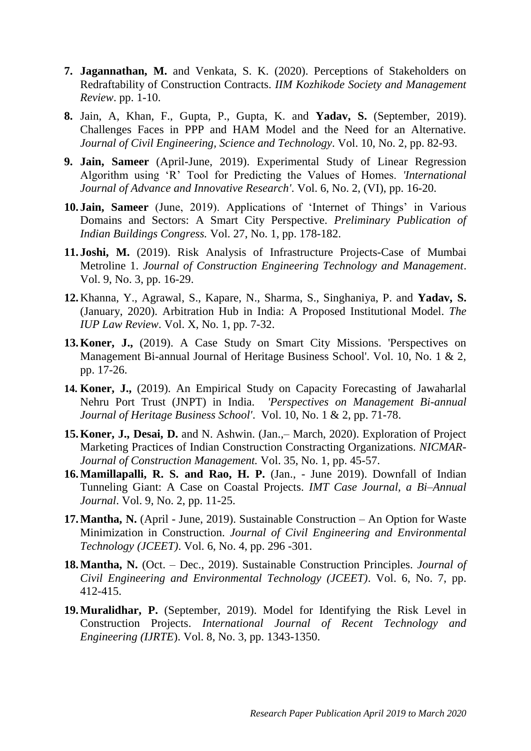7. **Jagannathan, M.** and Venkata, S. K. (2020). Perceptions of Stakeholders on Redraftability of Construction Contracts. *IIM Kozhikode Society and Management Review*. pp. 1-10.

8. Jain, A, Khan, F., Gupta, P., Gupta, K. and **Yadav, S.** (September, 2019). Challenges Faces in PPP and HAM Model and the Need for an Alternative. *Journal of Civil Engineering, Science and Technology*. Vol. 10, No. 2, pp. 82-93.

9. **Jain, Sameer** (April-June, 2019). Experimental Study of Linear Regression Algorithm using 'R' Tool for Predicting the Values of Homes. *'International Journal of Advance and Innovative Research'*. Vol. 6, No. 2, (VI), pp. 16-20.

10. **Jain, Sameer** (June, 2019). Applications of 'Internet of Things' in Various Domains and Sectors: A Smart City Perspective. *Preliminary Publication of Indian Buildings Congress.* Vol. 27, No. 1, pp. 178-182.

11. **Joshi, M.** (2019). Risk Analysis of Infrastructure Projects-Case of Mumbai Metroline 1. *Journal of Construction Engineering Technology and Management*. Vol. 9, No. 3, pp. 16-29.

12. Khanna, Y., Agrawal, S., Kapare, N., Sharma, S., Singhaniya, P. and **Yadav, S.** (January, 2020). Arbitration Hub in India: A Proposed Institutional Model. *The IUP Law Review*. Vol. X, No. 1, pp. 7-32.

13. **Koner, J.,** (2019). A Case Study on Smart City Missions. 'Perspectives on Management Bi-annual Journal of Heritage Business School'. Vol. 10, No. 1 & 2, pp. 17-26.

14. **Koner, J.,** (2019). An Empirical Study on Capacity Forecasting of Jawaharlal Nehru Port Trust (JNPT) in India. *'Perspectives on Management Bi-annual Journal of Heritage Business School'.* Vol. 10, No. 1 & 2, pp. 71-78.

15. **Koner, J., Desai, D.** and N. Ashwin. (Jan.,– March, 2020). Exploration of Project Marketing Practices of Indian Construction Constracting Organizations. *NICMAR-Journal of Construction Management.* Vol. 35, No. 1, pp. 45-57.

16. **Mamillapalli, R. S. and Rao, H. P.** (Jan., - June 2019). Downfall of Indian Tunneling Giant: A Case on Coastal Projects. *IMT Case Journal, a Bi–Annual Journal*. Vol. 9, No. 2, pp. 11-25.

17. **Mantha, N.** (April - June, 2019). Sustainable Construction – An Option for Waste Minimization in Construction. *Journal of Civil Engineering and Environmental Technology (JCEET)*. Vol. 6, No. 4, pp. 296 -301.

18. **Mantha, N.** (Oct. – Dec., 2019). Sustainable Construction Principles. *Journal of Civil Engineering and Environmental Technology (JCEET)*. Vol. 6, No. 7, pp. 412-415.

19. **Muralidhar, P.** (September, 2019). Model for Identifying the Risk Level in Construction Projects. *International Journal of Recent Technology and Engineering (IJRTE*). Vol. 8, No. 3, pp. 1343-1350.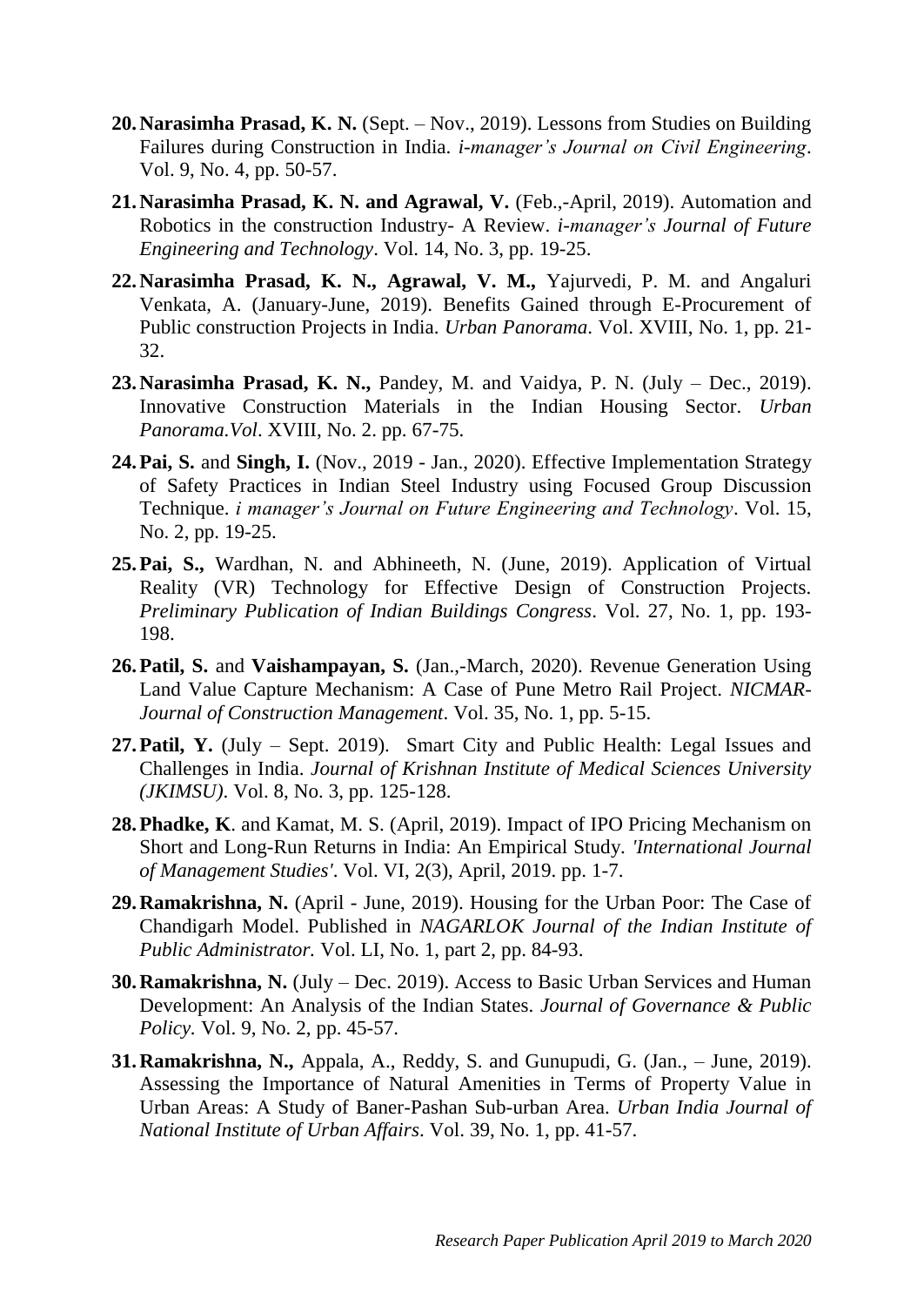20. **Narasimha Prasad, K. N.** (Sept. – Nov., 2019). Lessons from Studies on Building Failures during Construction in India. *i-manager's Journal on Civil Engineering*. Vol. 9, No. 4, pp. 50-57.

21. **Narasimha Prasad, K. N. and Agrawal, V.** (Feb.,-April, 2019). Automation and Robotics in the construction Industry- A Review. *i-manager's Journal of Future Engineering and Technology*. Vol. 14, No. 3, pp. 19-25.

22. **Narasimha Prasad, K. N., Agrawal, V. M.,** Yajurvedi, P. M. and Angaluri Venkata, A. (January-June, 2019). Benefits Gained through E-Procurement of Public construction Projects in India. *Urban Panorama*. Vol. XVIII, No. 1, pp. 21-32.

23. **Narasimha Prasad, K. N.,** Pandey, M. and Vaidya, P. N. (July – Dec., 2019). Innovative Construction Materials in the Indian Housing Sector. *Urban Panorama.Vol*. XVIII, No. 2. pp. 67-75.

24. **Pai, S.** and **Singh, I.** (Nov., 2019 - Jan., 2020). Effective Implementation Strategy of Safety Practices in Indian Steel Industry using Focused Group Discussion Technique. *i manager's Journal on Future Engineering and Technology*. Vol. 15, No. 2, pp. 19-25.

25. **Pai, S.,** Wardhan, N. and Abhineeth, N. (June, 2019). Application of Virtual Reality (VR) Technology for Effective Design of Construction Projects. *Preliminary Publication of Indian Buildings Congress*. Vol. 27, No. 1, pp. 193-198.

26. **Patil, S.** and **Vaishampayan, S.** (Jan.,-March, 2020). Revenue Generation Using Land Value Capture Mechanism: A Case of Pune Metro Rail Project. *NICMAR-Journal of Construction Management*. Vol. 35, No. 1, pp. 5-15.

27. **Patil, Y.** (July – Sept. 2019). Smart City and Public Health: Legal Issues and Challenges in India. *Journal of Krishnan Institute of Medical Sciences University (JKIMSU)*. Vol. 8, No. 3, pp. 125-128.

28. **Phadke, K**. and Kamat, M. S. (April, 2019). Impact of IPO Pricing Mechanism on Short and Long-Run Returns in India: An Empirical Study. *'International Journal of Management Studies'*. Vol. VI, 2(3), April, 2019. pp. 1-7.

29. **Ramakrishna, N.** (April - June, 2019). Housing for the Urban Poor: The Case of Chandigarh Model. Published in *NAGARLOK Journal of the Indian Institute of Public Administrator.* Vol. LI, No. 1, part 2, pp. 84-93.

30. **Ramakrishna, N.** (July – Dec. 2019). Access to Basic Urban Services and Human Development: An Analysis of the Indian States. *Journal of Governance & Public Policy.* Vol. 9, No. 2, pp. 45-57.

31. **Ramakrishna, N.,** Appala, A., Reddy, S. and Gunupudi, G. (Jan., – June, 2019). Assessing the Importance of Natural Amenities in Terms of Property Value in Urban Areas: A Study of Baner-Pashan Sub-urban Area. *Urban India Journal of National Institute of Urban Affairs*. Vol. 39, No. 1, pp. 41-57.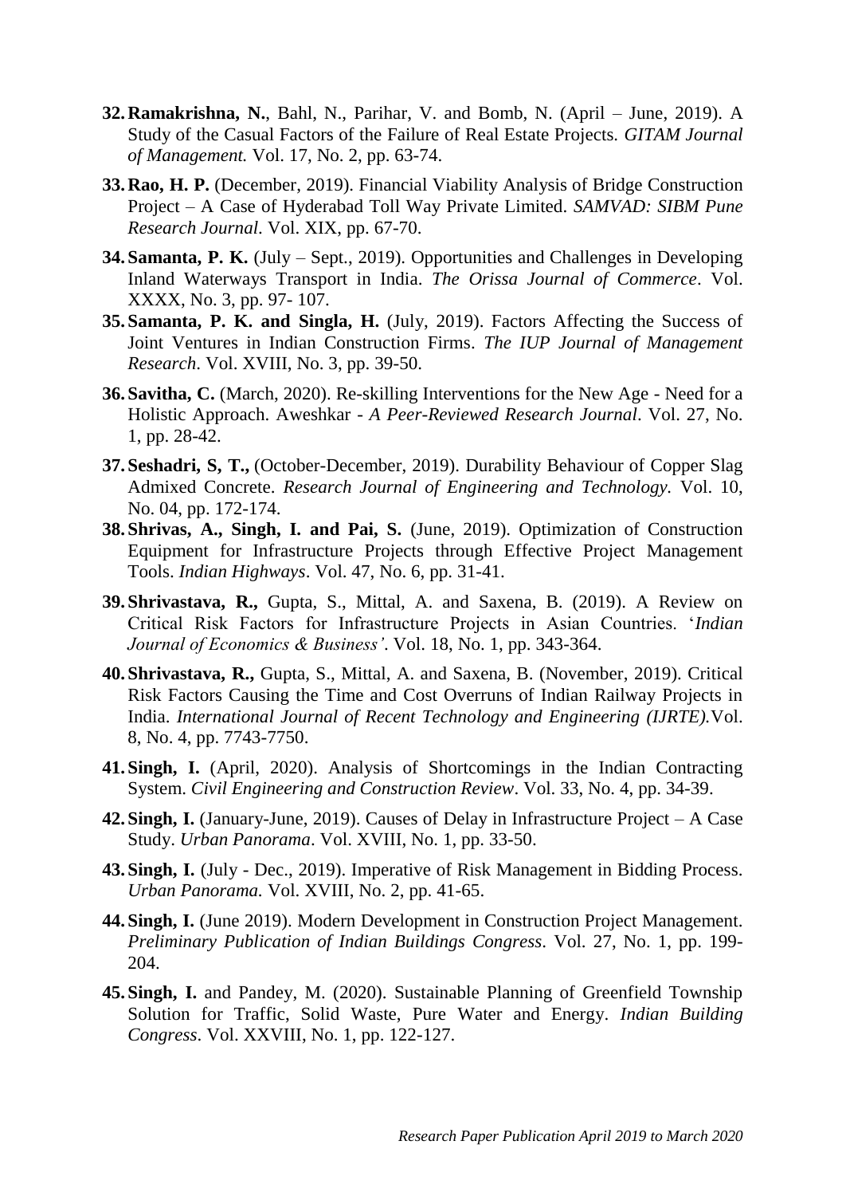32. **Ramakrishna, N.**, Bahl, N., Parihar, V. and Bomb, N. (April – June, 2019). A Study of the Casual Factors of the Failure of Real Estate Projects. *GITAM Journal of Management.* Vol. 17, No. 2, pp. 63-74.

33. **Rao, H. P.** (December, 2019). Financial Viability Analysis of Bridge Construction Project – A Case of Hyderabad Toll Way Private Limited. *SAMVAD: SIBM Pune Research Journal.* Vol. XIX, pp. 67-70.

34. **Samanta, P. K.** (July – Sept., 2019). Opportunities and Challenges in Developing Inland Waterways Transport in India. *The Orissa Journal of Commerce*. Vol. XXXX, No. 3, pp. 97- 107.

35. **Samanta, P. K. and Singla, H.** (July, 2019). Factors Affecting the Success of Joint Ventures in Indian Construction Firms. *The IUP Journal of Management Research*. Vol. XVIII, No. 3, pp. 39-50.

36. **Savitha, C.** (March, 2020). Re-skilling Interventions for the New Age - Need for a Holistic Approach. Aweshkar - *A Peer-Reviewed Research Journal*. Vol. 27, No. 1, pp. 28-42.

37. **Seshadri, S, T.,** (October-December, 2019). Durability Behaviour of Copper Slag Admixed Concrete. *Research Journal of Engineering and Technology.* Vol. 10, No. 04, pp. 172-174.

38. **Shrivas, A., Singh, I. and Pai, S.** (June, 2019). Optimization of Construction Equipment for Infrastructure Projects through Effective Project Management Tools. *Indian Highways*. Vol. 47, No. 6, pp. 31-41.

39. **Shrivastava, R.,** Gupta, S., Mittal, A. and Saxena, B. (2019). A Review on Critical Risk Factors for Infrastructure Projects in Asian Countries. '*Indian Journal of Economics & Business'*. Vol. 18, No. 1, pp. 343-364.

40. **Shrivastava, R.,** Gupta, S., Mittal, A. and Saxena, B. (November, 2019). Critical Risk Factors Causing the Time and Cost Overruns of Indian Railway Projects in India. *International Journal of Recent Technology and Engineering (IJRTE).*Vol. 8, No. 4, pp. 7743-7750.

41. **Singh, I.** (April, 2020). Analysis of Shortcomings in the Indian Contracting System. *Civil Engineering and Construction Review*. Vol. 33, No. 4, pp. 34-39.

42. **Singh, I.** (January-June, 2019). Causes of Delay in Infrastructure Project – A Case Study. *Urban Panorama*. Vol. XVIII, No. 1, pp. 33-50.

43. **Singh, I.** (July - Dec., 2019). Imperative of Risk Management in Bidding Process. *Urban Panorama.* Vol. XVIII, No. 2, pp. 41-65.

44. **Singh, I.** (June 2019). Modern Development in Construction Project Management. *Preliminary Publication of Indian Buildings Congress*. Vol. 27, No. 1, pp. 199-204.

45. **Singh, I.** and Pandey, M. (2020). Sustainable Planning of Greenfield Township Solution for Traffic, Solid Waste, Pure Water and Energy. *Indian Building Congress*. Vol. XXVIII, No. 1, pp. 122-127.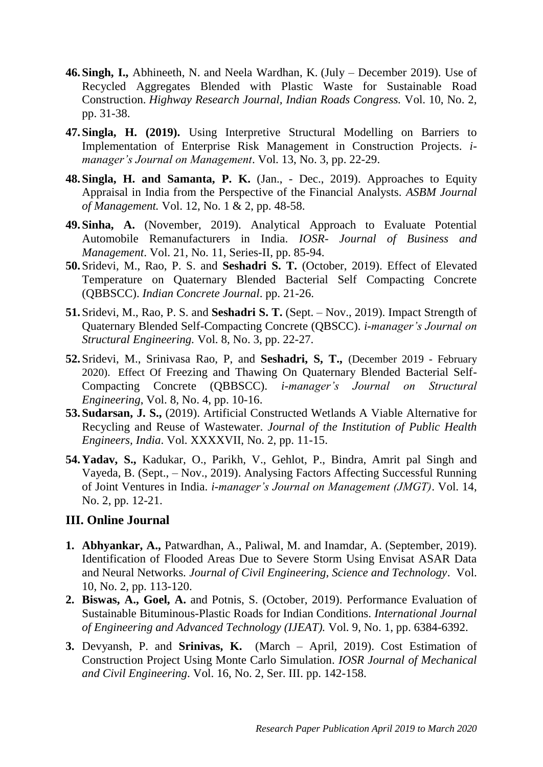46. **Singh, I.,** Abhineeth, N. and Neela Wardhan, K. (July – December 2019). Use of Recycled Aggregates Blended with Plastic Waste for Sustainable Road Construction. *Highway Research Journal, Indian Roads Congress.* Vol. 10, No. 2, pp. 31-38.

47. **Singla, H. (2019).** Using Interpretive Structural Modelling on Barriers to Implementation of Enterprise Risk Management in Construction Projects. *i-manager's Journal on Management*. Vol. 13, No. 3, pp. 22-29.

48. **Singla, H. and Samanta, P. K.** (Jan., - Dec., 2019). Approaches to Equity Appraisal in India from the Perspective of the Financial Analysts. *ASBM Journal of Management.* Vol. 12, No. 1 & 2, pp. 48-58.

49. **Sinha, A.** (November, 2019). Analytical Approach to Evaluate Potential Automobile Remanufacturers in India. *IOSR- Journal of Business and Management*. Vol. 21, No. 11, Series-II, pp. 85-94.

50. Sridevi, M., Rao, P. S. and **Seshadri S. T.** (October, 2019). Effect of Elevated Temperature on Quaternary Blended Bacterial Self Compacting Concrete (QBBSCC). *Indian Concrete Journal*. pp. 21-26.

51. Sridevi, M., Rao, P. S. and **Seshadri S. T.** (Sept. – Nov., 2019). Impact Strength of Quaternary Blended Self-Compacting Concrete (QBSCC). *i-manager's Journal on Structural Engineering.* Vol. 8, No. 3, pp. 22-27.

52. Sridevi, M., Srinivasa Rao, P, and **Seshadri, S, T.,** (December 2019 - February 2020). Effect Of Freezing and Thawing On Quaternary Blended Bacterial Self-Compacting Concrete (QBBSCC). *i-manager's Journal on Structural Engineering*, Vol. 8, No. 4, pp. 10-16.

53. **Sudarsan, J. S.,** (2019). Artificial Constructed Wetlands A Viable Alternative for Recycling and Reuse of Wastewater. *Journal of the Institution of Public Health Engineers, India*. Vol. XXXXVII, No. 2, pp. 11-15.

54. **Yadav, S.,** Kadukar, O., Parikh, V., Gehlot, P., Bindra, Amrit pal Singh and Vayeda, B. (Sept., – Nov., 2019). Analysing Factors Affecting Successful Running of Joint Ventures in India. *i-manager's Journal on Management (JMGT)*. Vol. 14, No. 2, pp. 12-21.

## III. Online Journal

1. **Abhyankar, A.,** Patwardhan, A., Paliwal, M. and Inamdar, A. (September, 2019). Identification of Flooded Areas Due to Severe Storm Using Envisat ASAR Data and Neural Networks. *Journal of Civil Engineering, Science and Technology*. Vol. 10, No. 2, pp. 113-120.

2. **Biswas, A., Goel, A.** and Potnis, S. (October, 2019). Performance Evaluation of Sustainable Bituminous-Plastic Roads for Indian Conditions. *International Journal of Engineering and Advanced Technology (IJEAT).* Vol. 9, No. 1, pp. 6384-6392.

3. Devyansh, P. and **Srinivas, K.** (March – April, 2019). Cost Estimation of Construction Project Using Monte Carlo Simulation. *IOSR Journal of Mechanical and Civil Engineering.* Vol. 16, No. 2, Ser. III. pp. 142-158.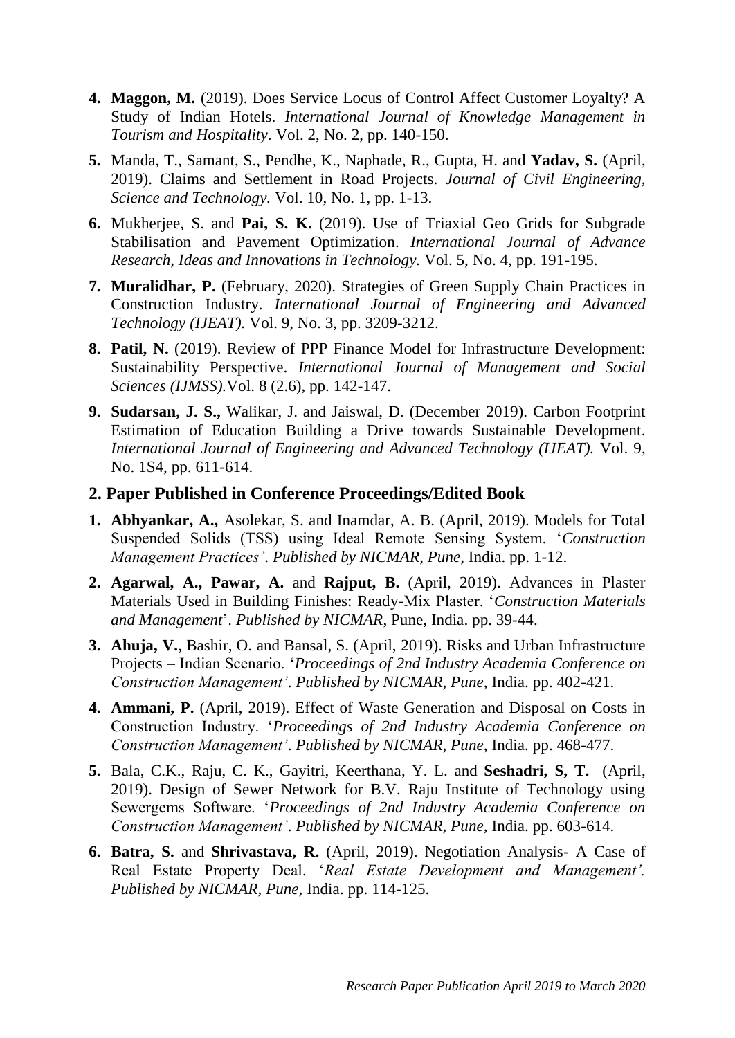4. **Maggon, M.** (2019). Does Service Locus of Control Affect Customer Loyalty? A Study of Indian Hotels. *International Journal of Knowledge Management in Tourism and Hospitality*. Vol. 2, No. 2, pp. 140-150.
5. Manda, T., Samant, S., Pendhe, K., Naphade, R., Gupta, H. and **Yadav, S.** (April, 2019). Claims and Settlement in Road Projects. *Journal of Civil Engineering, Science and Technology.* Vol. 10, No. 1, pp. 1-13.
6. Mukherjee, S. and **Pai, S. K.** (2019). Use of Triaxial Geo Grids for Subgrade Stabilisation and Pavement Optimization. *International Journal of Advance Research, Ideas and Innovations in Technology.* Vol. 5, No. 4, pp. 191-195.
7. **Muralidhar, P.** (February, 2020). Strategies of Green Supply Chain Practices in Construction Industry. *International Journal of Engineering and Advanced Technology (IJEAT).* Vol. 9, No. 3, pp. 3209-3212.
8. **Patil, N.** (2019). Review of PPP Finance Model for Infrastructure Development: Sustainability Perspective. *International Journal of Management and Social Sciences (IJMSS).*Vol. 8 (2.6), pp. 142-147.
9. **Sudarsan, J. S.,** Walikar, J. and Jaiswal, D. (December 2019). Carbon Footprint Estimation of Education Building a Drive towards Sustainable Development. *International Journal of Engineering and Advanced Technology (IJEAT).* Vol. 9, No. 1S4, pp. 611-614.

## 2. Paper Published in Conference Proceedings/Edited Book

1. **Abhyankar, A.,** Asolekar, S. and Inamdar, A. B. (April, 2019). Models for Total Suspended Solids (TSS) using Ideal Remote Sensing System. '*Construction Management Practices'*. *Published by NICMAR, Pune,* India. pp. 1-12.
2. **Agarwal, A., Pawar, A.** and **Rajput, B.** (April, 2019). Advances in Plaster Materials Used in Building Finishes: Ready-Mix Plaster. '*Construction Materials and Management*'. *Published by NICMAR*, Pune, India. pp. 39-44.
3. **Ahuja, V.**, Bashir, O. and Bansal, S. (April, 2019). Risks and Urban Infrastructure Projects – Indian Scenario. '*Proceedings of 2nd Industry Academia Conference on Construction Management'*. *Published by NICMAR, Pune,* India. pp. 402-421.
4. **Ammani, P.** (April, 2019). Effect of Waste Generation and Disposal on Costs in Construction Industry. '*Proceedings of 2nd Industry Academia Conference on Construction Management'*. *Published by NICMAR, Pune,* India. pp. 468-477.
5. Bala, C.K., Raju, C. K., Gayitri, Keerthana, Y. L. and **Seshadri, S, T.** (April, 2019). Design of Sewer Network for B.V. Raju Institute of Technology using Sewergems Software. '*Proceedings of 2nd Industry Academia Conference on Construction Management'*. *Published by NICMAR, Pune,* India. pp. 603-614.
6. **Batra, S.** and **Shrivastava, R.** (April, 2019). Negotiation Analysis- A Case of Real Estate Property Deal. '*Real Estate Development and Management'. Published by NICMAR, Pune,* India. pp. 114-125.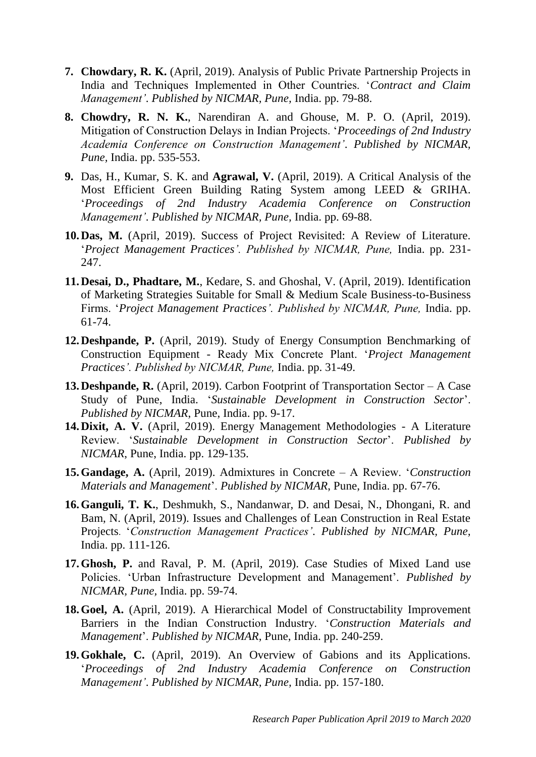7. **Chowdary, R. K.** (April, 2019). Analysis of Public Private Partnership Projects in India and Techniques Implemented in Other Countries. '*Contract and Claim Management'*. *Published by NICMAR, Pune,* India. pp. 79-88.

8. **Chowdry, R. N. K.**, Narendiran A. and Ghouse, M. P. O. (April, 2019). Mitigation of Construction Delays in Indian Projects. '*Proceedings of 2nd Industry Academia Conference on Construction Management'*. *Published by NICMAR, Pune,* India. pp. 535-553.

9. Das, H., Kumar, S. K. and **Agrawal, V.** (April, 2019). A Critical Analysis of the Most Efficient Green Building Rating System among LEED & GRIHA. '*Proceedings of 2nd Industry Academia Conference on Construction Management'*. *Published by NICMAR, Pune,* India. pp. 69-88.

10. **Das, M.** (April, 2019). Success of Project Revisited: A Review of Literature. '*Project Management Practices'. Published by NICMAR, Pune,* India. pp. 231-247.

11. **Desai, D., Phadtare, M.**, Kedare, S. and Ghoshal, V. (April, 2019). Identification of Marketing Strategies Suitable for Small & Medium Scale Business-to-Business Firms. '*Project Management Practices'. Published by NICMAR, Pune,* India. pp. 61-74.

12. **Deshpande, P.** (April, 2019). Study of Energy Consumption Benchmarking of Construction Equipment - Ready Mix Concrete Plant. '*Project Management Practices'. Published by NICMAR, Pune,* India. pp. 31-49.

13. **Deshpande, R.** (April, 2019). Carbon Footprint of Transportation Sector – A Case Study of Pune, India. '*Sustainable Development in Construction Sector*'. *Published by NICMAR*, Pune, India. pp. 9-17.

14. **Dixit, A. V.** (April, 2019). Energy Management Methodologies - A Literature Review. '*Sustainable Development in Construction Sector*'. *Published by NICMAR*, Pune, India. pp. 129-135.

15. **Gandage, A.** (April, 2019). Admixtures in Concrete – A Review. '*Construction Materials and Management*'. *Published by NICMAR*, Pune, India. pp. 67-76.

16. **Ganguli, T. K.**, Deshmukh, S., Nandanwar, D. and Desai, N., Dhongani, R. and Bam, N. (April, 2019). Issues and Challenges of Lean Construction in Real Estate Projects. '*Construction Management Practices'*. *Published by NICMAR, Pune,* India. pp. 111-126.

17. **Ghosh, P.** and Raval, P. M. (April, 2019). Case Studies of Mixed Land use Policies. 'Urban Infrastructure Development and Management'. *Published by NICMAR, Pune,* India. pp. 59-74.

18. **Goel, A.** (April, 2019). A Hierarchical Model of Constructability Improvement Barriers in the Indian Construction Industry. '*Construction Materials and Management*'. *Published by NICMAR*, Pune, India. pp. 240-259.

19. **Gokhale, C.** (April, 2019). An Overview of Gabions and its Applications. '*Proceedings of 2nd Industry Academia Conference on Construction Management'*. *Published by NICMAR, Pune,* India. pp. 157-180.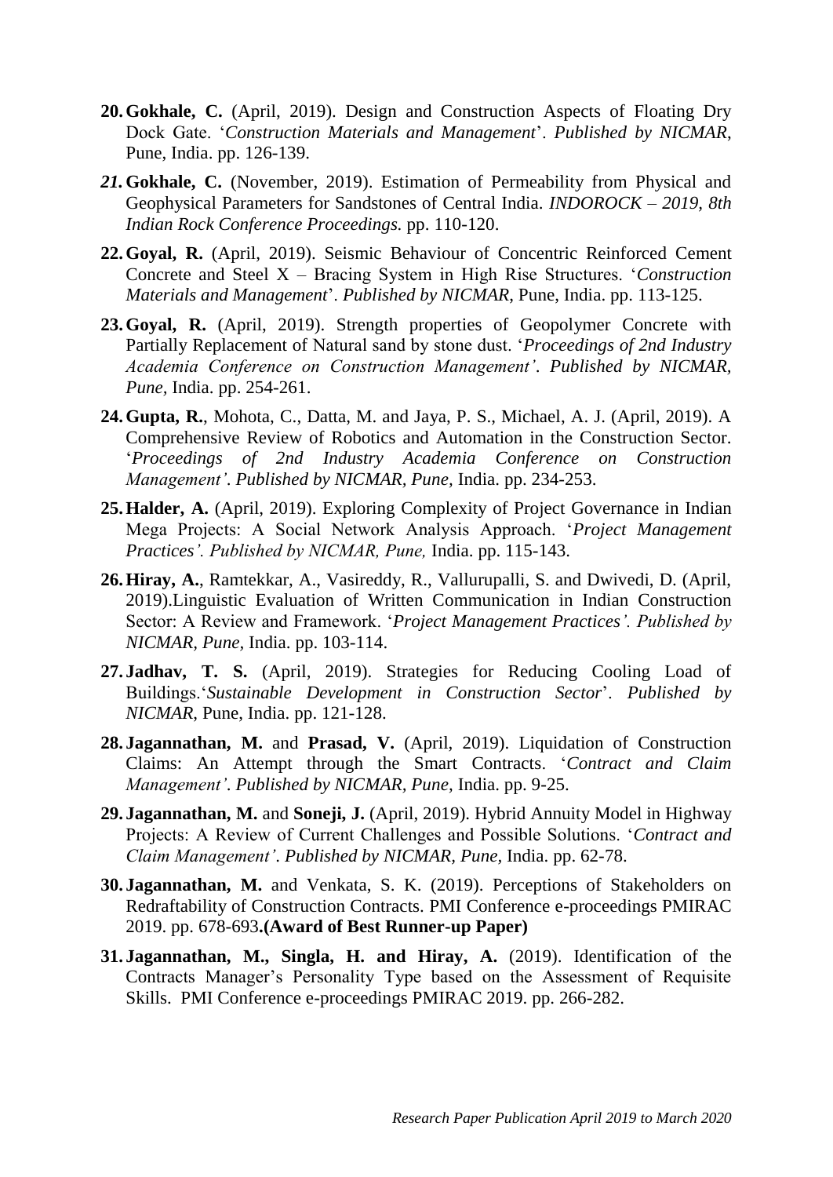20. **Gokhale, C.** (April, 2019). Design and Construction Aspects of Floating Dry Dock Gate. '*Construction Materials and Management*'. *Published by NICMAR*, Pune, India. pp. 126-139.

*21.* **Gokhale, C.** (November, 2019). Estimation of Permeability from Physical and Geophysical Parameters for Sandstones of Central India. *INDOROCK – 2019, 8th Indian Rock Conference Proceedings.* pp. 110-120.

22. **Goyal, R.** (April, 2019). Seismic Behaviour of Concentric Reinforced Cement Concrete and Steel X – Bracing System in High Rise Structures. '*Construction Materials and Management*'. *Published by NICMAR*, Pune, India. pp. 113-125.

23. **Goyal, R.** (April, 2019). Strength properties of Geopolymer Concrete with Partially Replacement of Natural sand by stone dust. '*Proceedings of 2nd Industry Academia Conference on Construction Management'*. *Published by NICMAR, Pune,* India. pp. 254-261.

24. **Gupta, R.**, Mohota, C., Datta, M. and Jaya, P. S., Michael, A. J. (April, 2019). A Comprehensive Review of Robotics and Automation in the Construction Sector. '*Proceedings of 2nd Industry Academia Conference on Construction Management'*. *Published by NICMAR, Pune,* India. pp. 234-253.

25. **Halder, A.** (April, 2019). Exploring Complexity of Project Governance in Indian Mega Projects: A Social Network Analysis Approach. '*Project Management Practices'. Published by NICMAR, Pune,* India. pp. 115-143.

26. **Hiray, A.**, Ramtekkar, A., Vasireddy, R., Vallurupalli, S. and Dwivedi, D. (April, 2019).Linguistic Evaluation of Written Communication in Indian Construction Sector: A Review and Framework. '*Project Management Practices'. Published by NICMAR, Pune,* India. pp. 103-114.

27. **Jadhav, T. S.** (April, 2019). Strategies for Reducing Cooling Load of Buildings.'*Sustainable Development in Construction Sector*'. *Published by NICMAR*, Pune, India. pp. 121-128.

28. **Jagannathan, M.** and **Prasad, V.** (April, 2019). Liquidation of Construction Claims: An Attempt through the Smart Contracts. '*Contract and Claim Management'*. *Published by NICMAR, Pune,* India. pp. 9-25.

29. **Jagannathan, M.** and **Soneji, J.** (April, 2019). Hybrid Annuity Model in Highway Projects: A Review of Current Challenges and Possible Solutions. '*Contract and Claim Management'*. *Published by NICMAR, Pune,* India. pp. 62-78.

30. **Jagannathan, M.** and Venkata, S. K. (2019). Perceptions of Stakeholders on Redraftability of Construction Contracts. PMI Conference e-proceedings PMIRAC 2019. pp. 678-693**.(Award of Best Runner-up Paper)**

31. **Jagannathan, M., Singla, H. and Hiray, A.** (2019). Identification of the Contracts Manager's Personality Type based on the Assessment of Requisite Skills. PMI Conference e-proceedings PMIRAC 2019. pp. 266-282.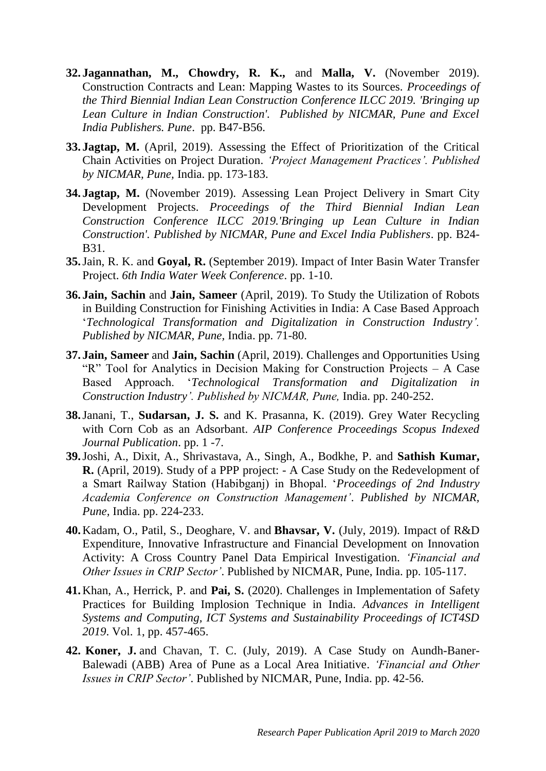32. **Jagannathan, M., Chowdry, R. K.,** and **Malla, V.** (November 2019). Construction Contracts and Lean: Mapping Wastes to its Sources. *Proceedings of the Third Biennial Indian Lean Construction Conference ILCC 2019. 'Bringing up Lean Culture in Indian Construction'. Published by NICMAR, Pune and Excel India Publishers. Pune*. pp. B47-B56.

33. **Jagtap, M.** (April, 2019). Assessing the Effect of Prioritization of the Critical Chain Activities on Project Duration. *'Project Management Practices'. Published by NICMAR, Pune,* India. pp. 173-183.

34. **Jagtap, M.** (November 2019). Assessing Lean Project Delivery in Smart City Development Projects. *Proceedings of the Third Biennial Indian Lean Construction Conference ILCC 2019.'Bringing up Lean Culture in Indian Construction'. Published by NICMAR, Pune and Excel India Publishers*. pp. B24-B31.

35. Jain, R. K. and **Goyal, R.** (September 2019). Impact of Inter Basin Water Transfer Project. *6th India Water Week Conference*. pp. 1-10.

36. **Jain, Sachin** and **Jain, Sameer** (April, 2019). To Study the Utilization of Robots in Building Construction for Finishing Activities in India: A Case Based Approach '*Technological Transformation and Digitalization in Construction Industry'. Published by NICMAR, Pune,* India. pp. 71-80.

37. **Jain, Sameer** and **Jain, Sachin** (April, 2019). Challenges and Opportunities Using "R" Tool for Analytics in Decision Making for Construction Projects – A Case Based Approach. '*Technological Transformation and Digitalization in Construction Industry'. Published by NICMAR, Pune,* India. pp. 240-252.

38. Janani, T., **Sudarsan, J. S.** and K. Prasanna, K. (2019). Grey Water Recycling with Corn Cob as an Adsorbant. *AIP Conference Proceedings Scopus Indexed Journal Publication*. pp. 1 -7.

39. Joshi, A., Dixit, A., Shrivastava, A., Singh, A., Bodkhe, P. and **Sathish Kumar, R.** (April, 2019). Study of a PPP project: - A Case Study on the Redevelopment of a Smart Railway Station (Habibganj) in Bhopal. '*Proceedings of 2nd Industry Academia Conference on Construction Management'*. *Published by NICMAR, Pune,* India. pp. 224-233.

40. Kadam, O., Patil, S., Deoghare, V. and **Bhavsar, V.** (July, 2019). Impact of R&D Expenditure, Innovative Infrastructure and Financial Development on Innovation Activity: A Cross Country Panel Data Empirical Investigation. *'Financial and Other Issues in CRIP Sector'*. Published by NICMAR, Pune, India. pp. 105-117.

41. Khan, A., Herrick, P. and **Pai, S.** (2020). Challenges in Implementation of Safety Practices for Building Implosion Technique in India. *Advances in Intelligent Systems and Computing, ICT Systems and Sustainability Proceedings of ICT4SD 2019*. Vol. 1, pp. 457-465.

42. **Koner, J.** and Chavan, T. C. (July, 2019). A Case Study on Aundh-Baner-Balewadi (ABB) Area of Pune as a Local Area Initiative. *'Financial and Other Issues in CRIP Sector'*. Published by NICMAR, Pune, India. pp. 42-56.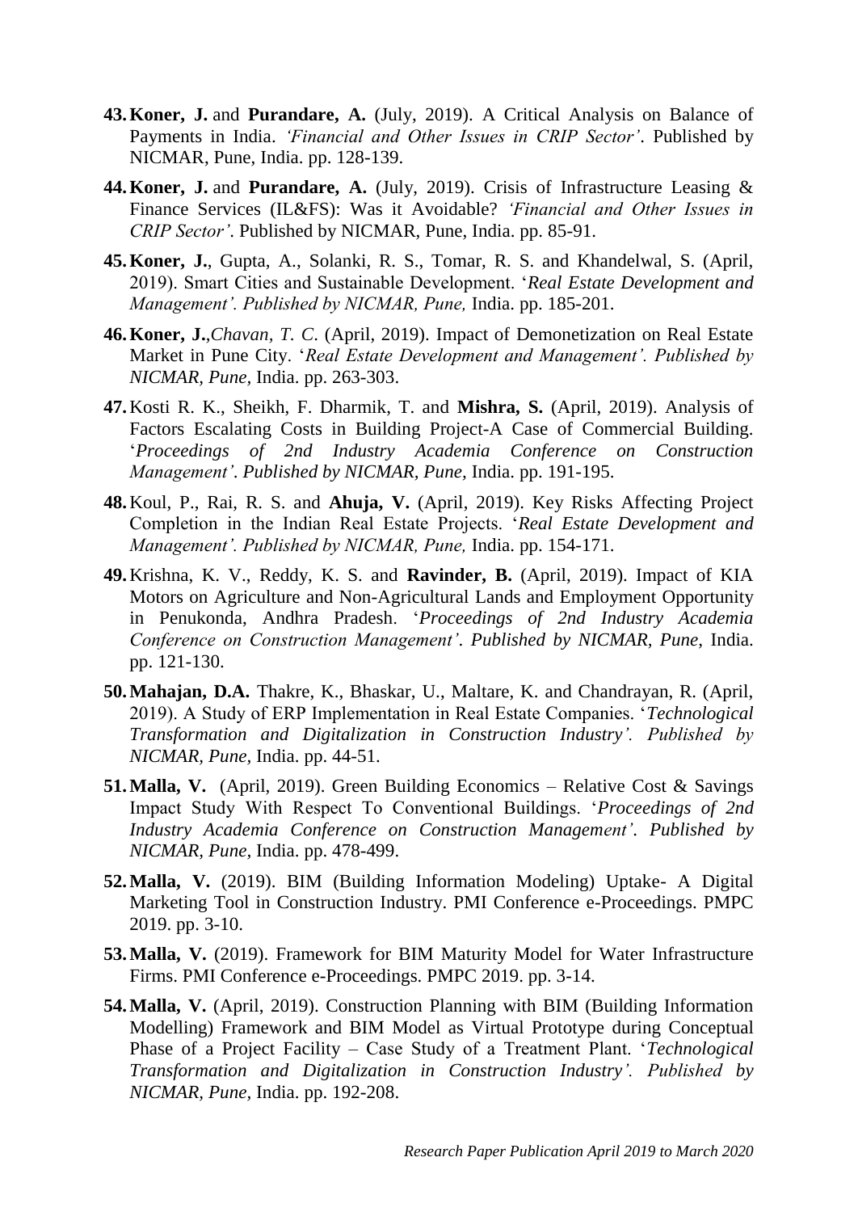43. **Koner, J.** and **Purandare, A.** (July, 2019). A Critical Analysis on Balance of Payments in India. *'Financial and Other Issues in CRIP Sector'*. Published by NICMAR, Pune, India. pp. 128-139.

44. **Koner, J.** and **Purandare, A.** (July, 2019). Crisis of Infrastructure Leasing & Finance Services (IL&FS): Was it Avoidable? *'Financial and Other Issues in CRIP Sector'*. Published by NICMAR, Pune, India. pp. 85-91.

45. **Koner, J.**, Gupta, A., Solanki, R. S., Tomar, R. S. and Khandelwal, S. (April, 2019). Smart Cities and Sustainable Development. '*Real Estate Development and Management'. Published by NICMAR, Pune,* India. pp. 185-201.

46. **Koner, J.**,*Chavan, T. C*. (April, 2019). Impact of Demonetization on Real Estate Market in Pune City. '*Real Estate Development and Management'. Published by NICMAR, Pune,* India. pp. 263-303.

47. Kosti R. K., Sheikh, F. Dharmik, T. and **Mishra, S.** (April, 2019). Analysis of Factors Escalating Costs in Building Project-A Case of Commercial Building. '*Proceedings of 2nd Industry Academia Conference on Construction Management'*. *Published by NICMAR, Pune,* India. pp. 191-195.

48. Koul, P., Rai, R. S. and **Ahuja, V.** (April, 2019). Key Risks Affecting Project Completion in the Indian Real Estate Projects. '*Real Estate Development and Management'. Published by NICMAR, Pune,* India. pp. 154-171.

49. Krishna, K. V., Reddy, K. S. and **Ravinder, B.** (April, 2019). Impact of KIA Motors on Agriculture and Non-Agricultural Lands and Employment Opportunity in Penukonda, Andhra Pradesh. '*Proceedings of 2nd Industry Academia Conference on Construction Management'*. *Published by NICMAR, Pune,* India. pp. 121-130.

50. **Mahajan, D.A.** Thakre, K., Bhaskar, U., Maltare, K. and Chandrayan, R. (April, 2019). A Study of ERP Implementation in Real Estate Companies. '*Technological Transformation and Digitalization in Construction Industry'. Published by NICMAR, Pune,* India. pp. 44-51.

51. **Malla, V.** (April, 2019). Green Building Economics – Relative Cost & Savings Impact Study With Respect To Conventional Buildings. '*Proceedings of 2nd Industry Academia Conference on Construction Management'*. *Published by NICMAR, Pune,* India. pp. 478-499.

52. **Malla, V.** (2019). BIM (Building Information Modeling) Uptake- A Digital Marketing Tool in Construction Industry. PMI Conference e-Proceedings. PMPC 2019. pp. 3-10.

53. **Malla, V.** (2019). Framework for BIM Maturity Model for Water Infrastructure Firms. PMI Conference e-Proceedings. PMPC 2019. pp. 3-14.

54. **Malla, V.** (April, 2019). Construction Planning with BIM (Building Information Modelling) Framework and BIM Model as Virtual Prototype during Conceptual Phase of a Project Facility – Case Study of a Treatment Plant. '*Technological Transformation and Digitalization in Construction Industry'. Published by NICMAR, Pune,* India. pp. 192-208.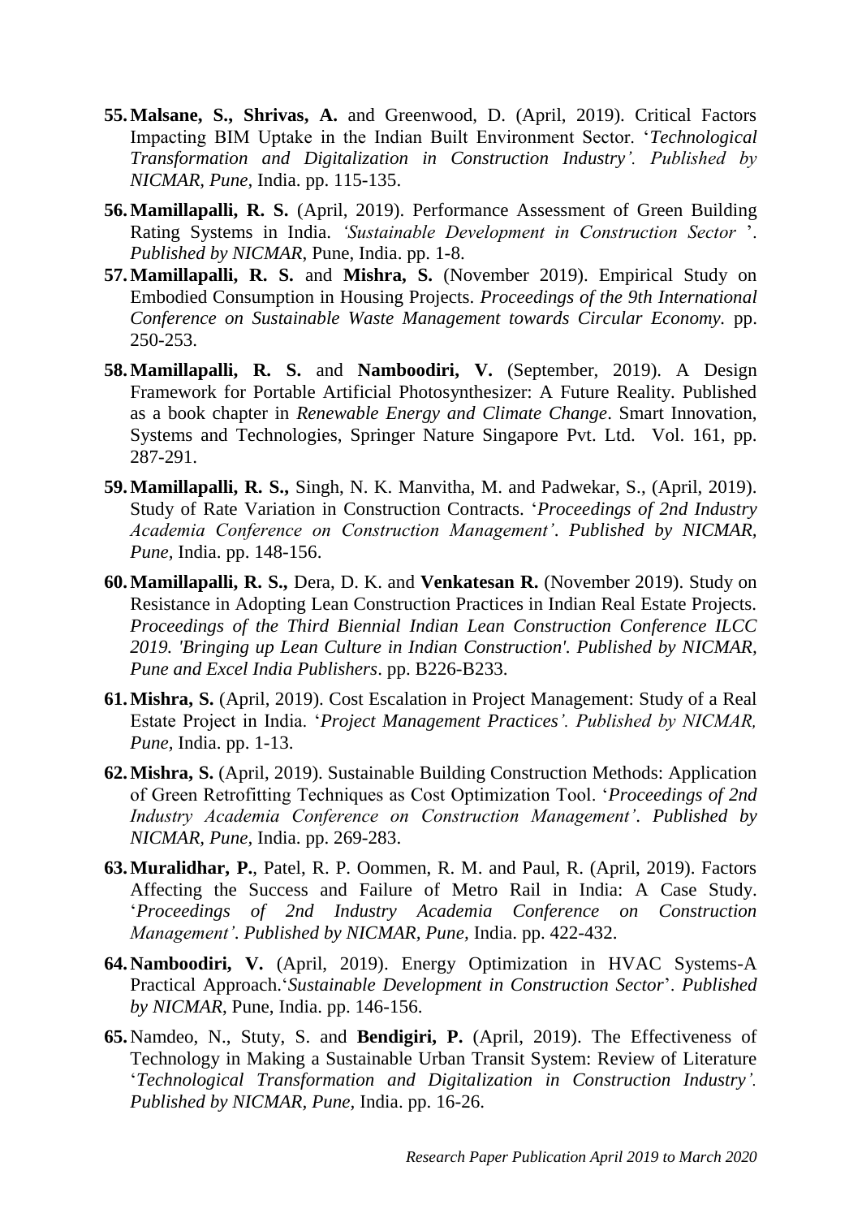55. **Malsane, S., Shrivas, A.** and Greenwood, D. (April, 2019). Critical Factors Impacting BIM Uptake in the Indian Built Environment Sector. '*Technological Transformation and Digitalization in Construction Industry'. Published by NICMAR, Pune,* India. pp. 115-135.

56. **Mamillapalli, R. S.** (April, 2019). Performance Assessment of Green Building Rating Systems in India. *'Sustainable Development in Construction Sector '. Published by NICMAR*, Pune, India. pp. 1-8.

57. **Mamillapalli, R. S.** and **Mishra, S.** (November 2019). Empirical Study on Embodied Consumption in Housing Projects. *Proceedings of the 9th International Conference on Sustainable Waste Management towards Circular Economy.* pp. 250-253.

58. **Mamillapalli, R. S.** and **Namboodiri, V.** (September, 2019). A Design Framework for Portable Artificial Photosynthesizer: A Future Reality. Published as a book chapter in *Renewable Energy and Climate Change*. Smart Innovation, Systems and Technologies, Springer Nature Singapore Pvt. Ltd. Vol. 161, pp. 287-291.

59. **Mamillapalli, R. S.,** Singh, N. K. Manvitha, M. and Padwekar, S., (April, 2019). Study of Rate Variation in Construction Contracts. '*Proceedings of 2nd Industry Academia Conference on Construction Management'*. *Published by NICMAR, Pune,* India. pp. 148-156.

60. **Mamillapalli, R. S.,** Dera, D. K. and **Venkatesan R.** (November 2019). Study on Resistance in Adopting Lean Construction Practices in Indian Real Estate Projects. *Proceedings of the Third Biennial Indian Lean Construction Conference ILCC 2019. 'Bringing up Lean Culture in Indian Construction'. Published by NICMAR, Pune and Excel India Publishers*. pp. B226-B233.

61. **Mishra, S.** (April, 2019). Cost Escalation in Project Management: Study of a Real Estate Project in India. '*Project Management Practices'. Published by NICMAR, Pune,* India. pp. 1-13.

62. **Mishra, S.** (April, 2019). Sustainable Building Construction Methods: Application of Green Retrofitting Techniques as Cost Optimization Tool. '*Proceedings of 2nd Industry Academia Conference on Construction Management'*. *Published by NICMAR, Pune,* India. pp. 269-283.

63. **Muralidhar, P.**, Patel, R. P. Oommen, R. M. and Paul, R. (April, 2019). Factors Affecting the Success and Failure of Metro Rail in India: A Case Study. '*Proceedings of 2nd Industry Academia Conference on Construction Management'*. *Published by NICMAR, Pune,* India. pp. 422-432.

64. **Namboodiri, V.** (April, 2019). Energy Optimization in HVAC Systems-A Practical Approach.'*Sustainable Development in Construction Sector*'. *Published by NICMAR,* Pune, India. pp. 146-156.

65. Namdeo, N., Stuty, S. and **Bendigiri, P.** (April, 2019). The Effectiveness of Technology in Making a Sustainable Urban Transit System: Review of Literature '*Technological Transformation and Digitalization in Construction Industry'. Published by NICMAR, Pune,* India. pp. 16-26.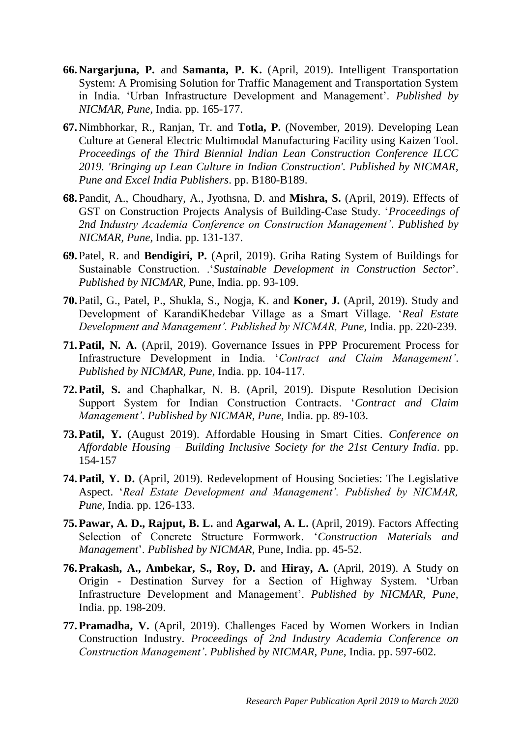66. **Nargarjuna, P.** and **Samanta, P. K.** (April, 2019). Intelligent Transportation System: A Promising Solution for Traffic Management and Transportation System in India. 'Urban Infrastructure Development and Management'. *Published by NICMAR, Pune,* India. pp. 165-177.

67. Nimbhorkar, R., Ranjan, Tr. and **Totla, P.** (November, 2019). Developing Lean Culture at General Electric Multimodal Manufacturing Facility using Kaizen Tool. *Proceedings of the Third Biennial Indian Lean Construction Conference ILCC 2019. 'Bringing up Lean Culture in Indian Construction'. Published by NICMAR, Pune and Excel India Publishers*. pp. B180-B189.

68. Pandit, A., Choudhary, A., Jyothsna, D. and **Mishra, S.** (April, 2019). Effects of GST on Construction Projects Analysis of Building-Case Study. '*Proceedings of 2nd Industry Academia Conference on Construction Management'*. *Published by NICMAR, Pune,* India. pp. 131-137.

69. Patel, R. and **Bendigiri, P.** (April, 2019). Griha Rating System of Buildings for Sustainable Construction. .'*Sustainable Development in Construction Sector*'. *Published by NICMAR*, Pune, India. pp. 93-109.

70. Patil, G., Patel, P., Shukla, S., Nogja, K. and **Koner, J.** (April, 2019). Study and Development of KarandiKhedebar Village as a Smart Village. '*Real Estate Development and Management'. Published by NICMAR, Pune,* India. pp. 220-239.

71. **Patil, N. A.** (April, 2019). Governance Issues in PPP Procurement Process for Infrastructure Development in India. '*Contract and Claim Management'*. *Published by NICMAR, Pune,* India. pp. 104-117.

72. **Patil, S.** and Chaphalkar, N. B. (April, 2019). Dispute Resolution Decision Support System for Indian Construction Contracts. '*Contract and Claim Management'*. *Published by NICMAR, Pune,* India. pp. 89-103.

73. **Patil, Y.** (August 2019). Affordable Housing in Smart Cities. *Conference on Affordable Housing – Building Inclusive Society for the 21st Century India*. pp. 154-157

74. **Patil, Y. D.** (April, 2019). Redevelopment of Housing Societies: The Legislative Aspect. '*Real Estate Development and Management'. Published by NICMAR, Pune,* India. pp. 126-133.

75. **Pawar, A. D., Rajput, B. L.** and **Agarwal, A. L.** (April, 2019). Factors Affecting Selection of Concrete Structure Formwork. '*Construction Materials and Management*'. *Published by NICMAR*, Pune, India. pp. 45-52.

76. **Prakash, A., Ambekar, S., Roy, D.** and **Hiray, A.** (April, 2019). A Study on Origin - Destination Survey for a Section of Highway System. 'Urban Infrastructure Development and Management'. *Published by NICMAR, Pune,* India. pp. 198-209.

77. **Pramadha, V.** (April, 2019). Challenges Faced by Women Workers in Indian Construction Industry. *Proceedings of 2nd Industry Academia Conference on Construction Management'*. *Published by NICMAR, Pune,* India. pp. 597-602.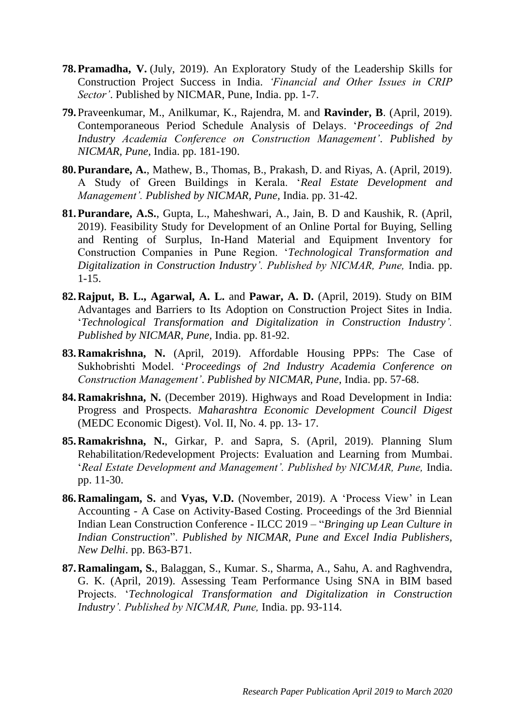78. **Pramadha, V.** (July, 2019). An Exploratory Study of the Leadership Skills for Construction Project Success in India. *'Financial and Other Issues in CRIP Sector'*. Published by NICMAR, Pune, India. pp. 1-7.

79. Praveenkumar, M., Anilkumar, K., Rajendra, M. and **Ravinder, B**. (April, 2019). Contemporaneous Period Schedule Analysis of Delays. '*Proceedings of 2nd Industry Academia Conference on Construction Management'*. *Published by NICMAR, Pune,* India. pp. 181-190.

80. **Purandare, A.**, Mathew, B., Thomas, B., Prakash, D. and Riyas, A. (April, 2019). A Study of Green Buildings in Kerala. '*Real Estate Development and Management'. Published by NICMAR, Pune,* India. pp. 31-42.

81. **Purandare, A.S.**, Gupta, L., Maheshwari, A., Jain, B. D and Kaushik, R. (April, 2019). Feasibility Study for Development of an Online Portal for Buying, Selling and Renting of Surplus, In-Hand Material and Equipment Inventory for Construction Companies in Pune Region. '*Technological Transformation and Digitalization in Construction Industry'. Published by NICMAR, Pune,* India. pp. 1-15.

82. **Rajput, B. L., Agarwal, A. L.** and **Pawar, A. D.** (April, 2019). Study on BIM Advantages and Barriers to Its Adoption on Construction Project Sites in India. '*Technological Transformation and Digitalization in Construction Industry'. Published by NICMAR, Pune,* India. pp. 81-92.

83. **Ramakrishna, N.** (April, 2019). Affordable Housing PPPs: The Case of Sukhobrishti Model. '*Proceedings of 2nd Industry Academia Conference on Construction Management'*. *Published by NICMAR, Pune,* India. pp. 57-68.

84. **Ramakrishna, N.** (December 2019). Highways and Road Development in India: Progress and Prospects. *Maharashtra Economic Development Council Digest* (MEDC Economic Digest). Vol. II, No. 4. pp. 13- 17.

85. **Ramakrishna, N.**, Girkar, P. and Sapra, S. (April, 2019). Planning Slum Rehabilitation/Redevelopment Projects: Evaluation and Learning from Mumbai. '*Real Estate Development and Management'. Published by NICMAR, Pune,* India. pp. 11-30.

86. **Ramalingam, S.** and **Vyas, V.D.** (November, 2019). A 'Process View' in Lean Accounting - A Case on Activity-Based Costing. Proceedings of the 3rd Biennial Indian Lean Construction Conference - ILCC 2019 – "*Bringing up Lean Culture in Indian Construction*". *Published by NICMAR, Pune and Excel India Publishers, New Delhi*. pp. B63-B71.

87. **Ramalingam, S.**, Balaggan, S., Kumar. S., Sharma, A., Sahu, A. and Raghvendra, G. K. (April, 2019). Assessing Team Performance Using SNA in BIM based Projects. '*Technological Transformation and Digitalization in Construction Industry'. Published by NICMAR, Pune,* India. pp. 93-114.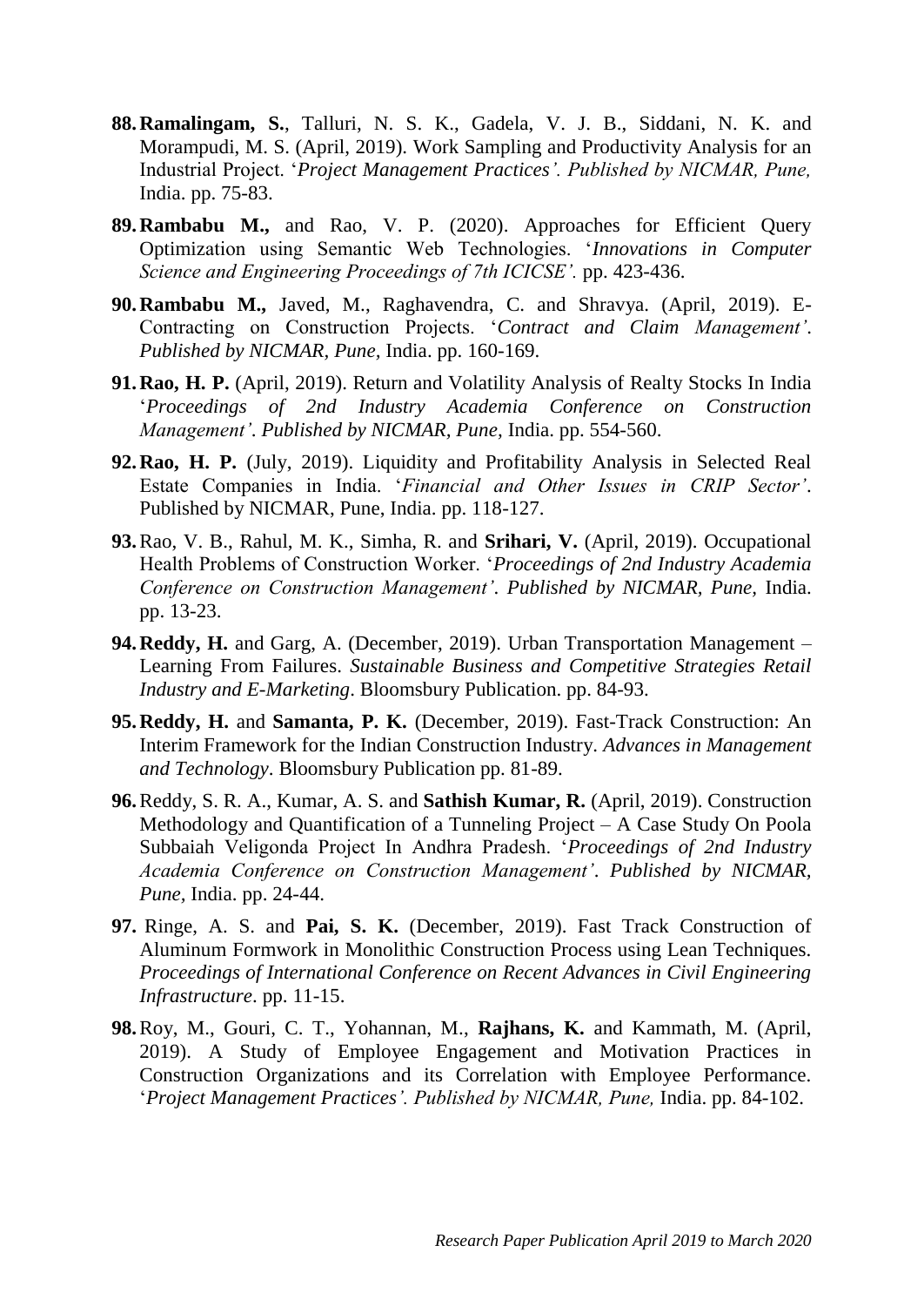88. **Ramalingam, S.**, Talluri, N. S. K., Gadela, V. J. B., Siddani, N. K. and Morampudi, M. S. (April, 2019). Work Sampling and Productivity Analysis for an Industrial Project. '*Project Management Practices'. Published by NICMAR, Pune,* India. pp. 75-83.

89. **Rambabu M.,** and Rao, V. P. (2020). Approaches for Efficient Query Optimization using Semantic Web Technologies. '*Innovations in Computer Science and Engineering Proceedings of 7th ICICSE'.* pp. 423-436.

90. **Rambabu M.,** Javed, M., Raghavendra, C. and Shravya. (April, 2019). E-Contracting on Construction Projects. '*Contract and Claim Management'. Published by NICMAR, Pune,* India. pp. 160-169.

91. **Rao, H. P.** (April, 2019). Return and Volatility Analysis of Realty Stocks In India '*Proceedings of 2nd Industry Academia Conference on Construction Management'. Published by NICMAR, Pune,* India. pp. 554-560.

92. **Rao, H. P.** (July, 2019). Liquidity and Profitability Analysis in Selected Real Estate Companies in India. '*Financial and Other Issues in CRIP Sector'*. Published by NICMAR, Pune, India. pp. 118-127.

93. Rao, V. B., Rahul, M. K., Simha, R. and **Srihari, V.** (April, 2019). Occupational Health Problems of Construction Worker. '*Proceedings of 2nd Industry Academia Conference on Construction Management'. Published by NICMAR, Pune,* India. pp. 13-23.

94. **Reddy, H.** and Garg, A. (December, 2019). Urban Transportation Management – Learning From Failures. *Sustainable Business and Competitive Strategies Retail Industry and E-Marketing*. Bloomsbury Publication. pp. 84-93.

95. **Reddy, H.** and **Samanta, P. K.** (December, 2019). Fast-Track Construction: An Interim Framework for the Indian Construction Industry. *Advances in Management and Technology*. Bloomsbury Publication pp. 81-89.

96. Reddy, S. R. A., Kumar, A. S. and **Sathish Kumar, R.** (April, 2019). Construction Methodology and Quantification of a Tunneling Project – A Case Study On Poola Subbaiah Veligonda Project In Andhra Pradesh. '*Proceedings of 2nd Industry Academia Conference on Construction Management'. Published by NICMAR, Pune,* India. pp. 24-44.

97. Ringe, A. S. and **Pai, S. K.** (December, 2019). Fast Track Construction of Aluminum Formwork in Monolithic Construction Process using Lean Techniques. *Proceedings of International Conference on Recent Advances in Civil Engineering Infrastructure*. pp. 11-15.

98. Roy, M., Gouri, C. T., Yohannan, M., **Rajhans, K.** and Kammath, M. (April, 2019). A Study of Employee Engagement and Motivation Practices in Construction Organizations and its Correlation with Employee Performance. '*Project Management Practices'. Published by NICMAR, Pune,* India. pp. 84-102.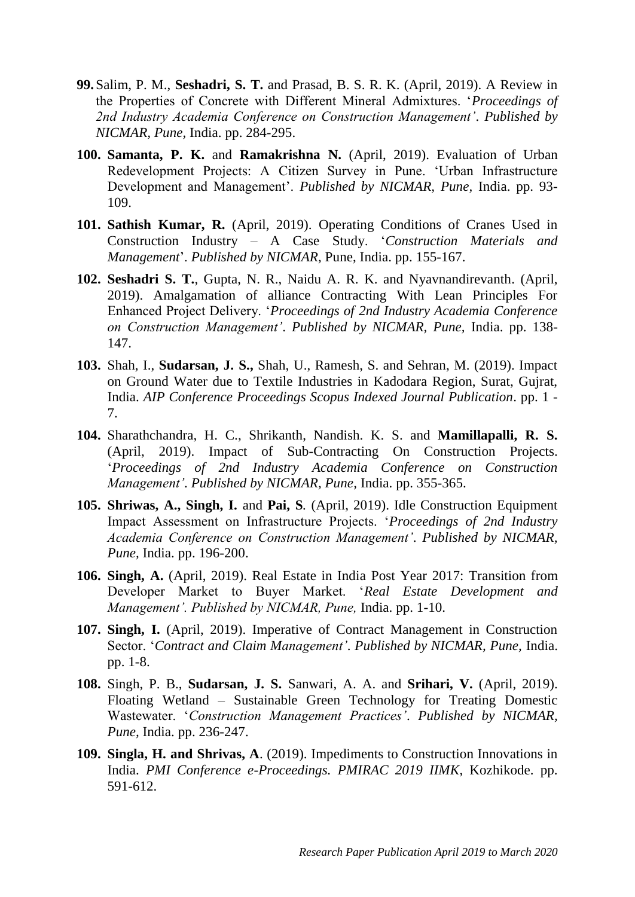99. Salim, P. M., **Seshadri, S. T.** and Prasad, B. S. R. K. (April, 2019). A Review in the Properties of Concrete with Different Mineral Admixtures. '*Proceedings of 2nd Industry Academia Conference on Construction Management'*. *Published by NICMAR, Pune,* India. pp. 284-295.

100. **Samanta, P. K.** and **Ramakrishna N.** (April, 2019). Evaluation of Urban Redevelopment Projects: A Citizen Survey in Pune. 'Urban Infrastructure Development and Management'. *Published by NICMAR, Pune,* India. pp. 93-109.

101. **Sathish Kumar, R.** (April, 2019). Operating Conditions of Cranes Used in Construction Industry – A Case Study. '*Construction Materials and Management*'. *Published by NICMAR*, Pune, India. pp. 155-167.

102. **Seshadri S. T.**, Gupta, N. R., Naidu A. R. K. and Nyavnandirevanth. (April, 2019). Amalgamation of alliance Contracting With Lean Principles For Enhanced Project Delivery. '*Proceedings of 2nd Industry Academia Conference on Construction Management'*. *Published by NICMAR, Pune,* India. pp. 138-147.

103. Shah, I., **Sudarsan, J. S.,** Shah, U., Ramesh, S. and Sehran, M. (2019). Impact on Ground Water due to Textile Industries in Kadodara Region, Surat, Gujrat, India. *AIP Conference Proceedings Scopus Indexed Journal Publication*. pp. 1 - 7.

104. Sharathchandra, H. C., Shrikanth, Nandish. K. S. and **Mamillapalli, R. S.** (April, 2019). Impact of Sub-Contracting On Construction Projects. '*Proceedings of 2nd Industry Academia Conference on Construction Management'*. *Published by NICMAR, Pune,* India. pp. 355-365.

105. **Shriwas, A., Singh, I.** and **Pai, S**. (April, 2019). Idle Construction Equipment Impact Assessment on Infrastructure Projects. '*Proceedings of 2nd Industry Academia Conference on Construction Management'*. *Published by NICMAR, Pune,* India. pp. 196-200.

106. **Singh, A.** (April, 2019). Real Estate in India Post Year 2017: Transition from Developer Market to Buyer Market. '*Real Estate Development and Management'. Published by NICMAR, Pune,* India. pp. 1-10.

107. **Singh, I.** (April, 2019). Imperative of Contract Management in Construction Sector. '*Contract and Claim Management'*. *Published by NICMAR, Pune,* India. pp. 1-8.

108. Singh, P. B., **Sudarsan, J. S.** Sanwari, A. A. and **Srihari, V.** (April, 2019). Floating Wetland – Sustainable Green Technology for Treating Domestic Wastewater. '*Construction Management Practices'*. *Published by NICMAR, Pune,* India. pp. 236-247.

109. **Singla, H. and Shrivas, A**. (2019). Impediments to Construction Innovations in India. *PMI Conference e-Proceedings. PMIRAC 2019 IIMK*, Kozhikode. pp. 591-612.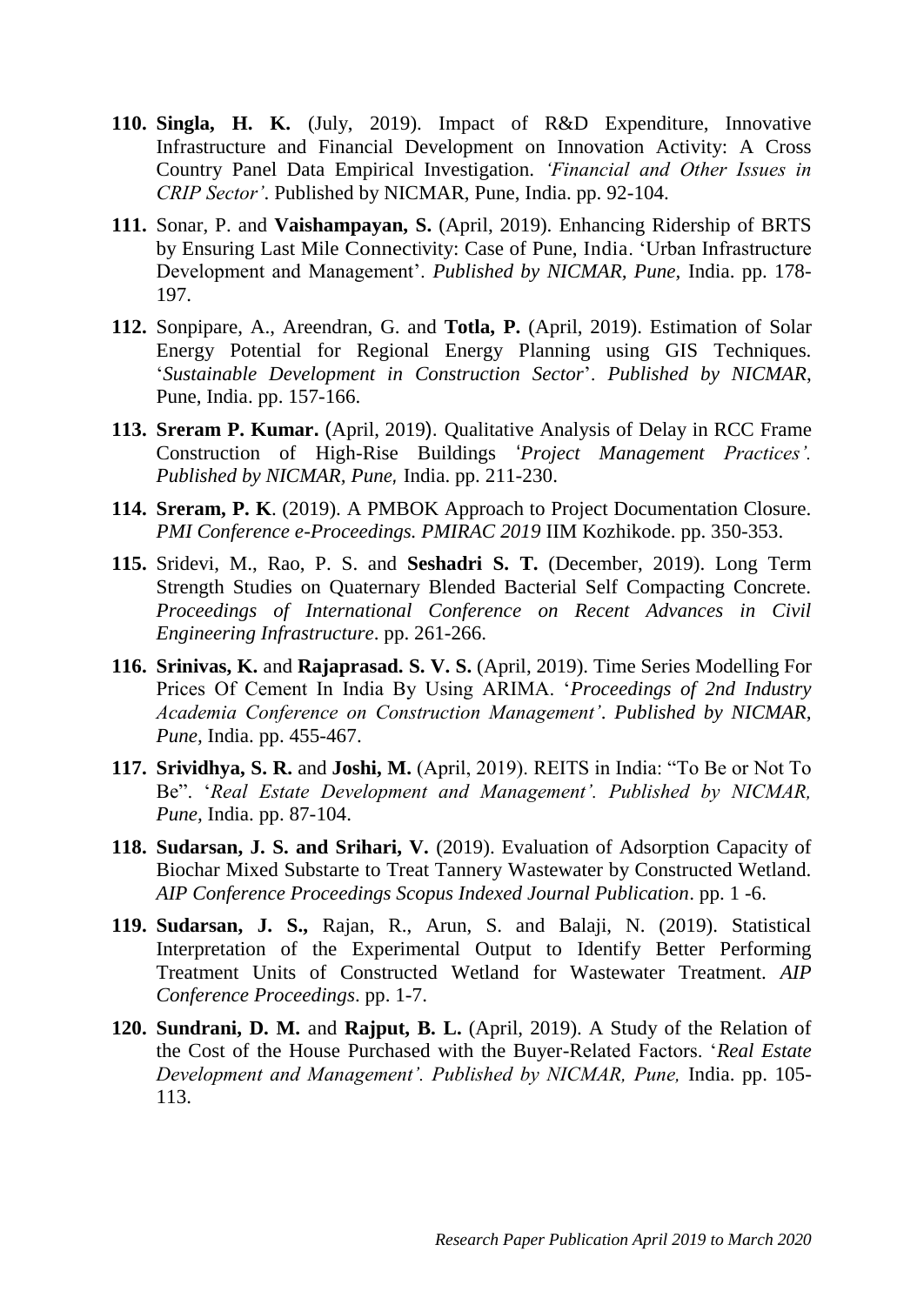110. **Singla, H. K.** (July, 2019). Impact of R&D Expenditure, Innovative Infrastructure and Financial Development on Innovation Activity: A Cross Country Panel Data Empirical Investigation. *'Financial and Other Issues in CRIP Sector'*. Published by NICMAR, Pune, India. pp. 92-104.

111. Sonar, P. and **Vaishampayan, S.** (April, 2019). Enhancing Ridership of BRTS by Ensuring Last Mile Connectivity: Case of Pune, India. 'Urban Infrastructure Development and Management'. *Published by NICMAR, Pune,* India. pp. 178-197.

112. Sonpipare, A., Areendran, G. and **Totla, P.** (April, 2019). Estimation of Solar Energy Potential for Regional Energy Planning using GIS Techniques. '*Sustainable Development in Construction Sector*'. *Published by NICMAR*, Pune, India. pp. 157-166.

113. **Sreram P. Kumar.** (April, 2019). Qualitative Analysis of Delay in RCC Frame Construction of High-Rise Buildings *'Project Management Practices'. Published by NICMAR, Pune,* India. pp. 211-230.

114. **Sreram, P. K**. (2019). A PMBOK Approach to Project Documentation Closure. *PMI Conference e-Proceedings. PMIRAC 2019* IIM Kozhikode. pp. 350-353.

115. Sridevi, M., Rao, P. S. and **Seshadri S. T.** (December, 2019). Long Term Strength Studies on Quaternary Blended Bacterial Self Compacting Concrete. *Proceedings of International Conference on Recent Advances in Civil Engineering Infrastructure*. pp. 261-266.

116. **Srinivas, K.** and **Rajaprasad. S. V. S.** (April, 2019). Time Series Modelling For Prices Of Cement In India By Using ARIMA. '*Proceedings of 2nd Industry Academia Conference on Construction Management'. Published by NICMAR, Pune,* India. pp. 455-467.

117. **Srividhya, S. R.** and **Joshi, M.** (April, 2019). REITS in India: "To Be or Not To Be". '*Real Estate Development and Management'. Published by NICMAR, Pune,* India. pp. 87-104.

118. **Sudarsan, J. S. and Srihari, V.** (2019). Evaluation of Adsorption Capacity of Biochar Mixed Substarte to Treat Tannery Wastewater by Constructed Wetland. *AIP Conference Proceedings Scopus Indexed Journal Publication*. pp. 1 -6.

119. **Sudarsan, J. S.,** Rajan, R., Arun, S. and Balaji, N. (2019). Statistical Interpretation of the Experimental Output to Identify Better Performing Treatment Units of Constructed Wetland for Wastewater Treatment. *AIP Conference Proceedings*. pp. 1-7.

120. **Sundrani, D. M.** and **Rajput, B. L.** (April, 2019). A Study of the Relation of the Cost of the House Purchased with the Buyer-Related Factors. '*Real Estate Development and Management'. Published by NICMAR, Pune,* India. pp. 105-113.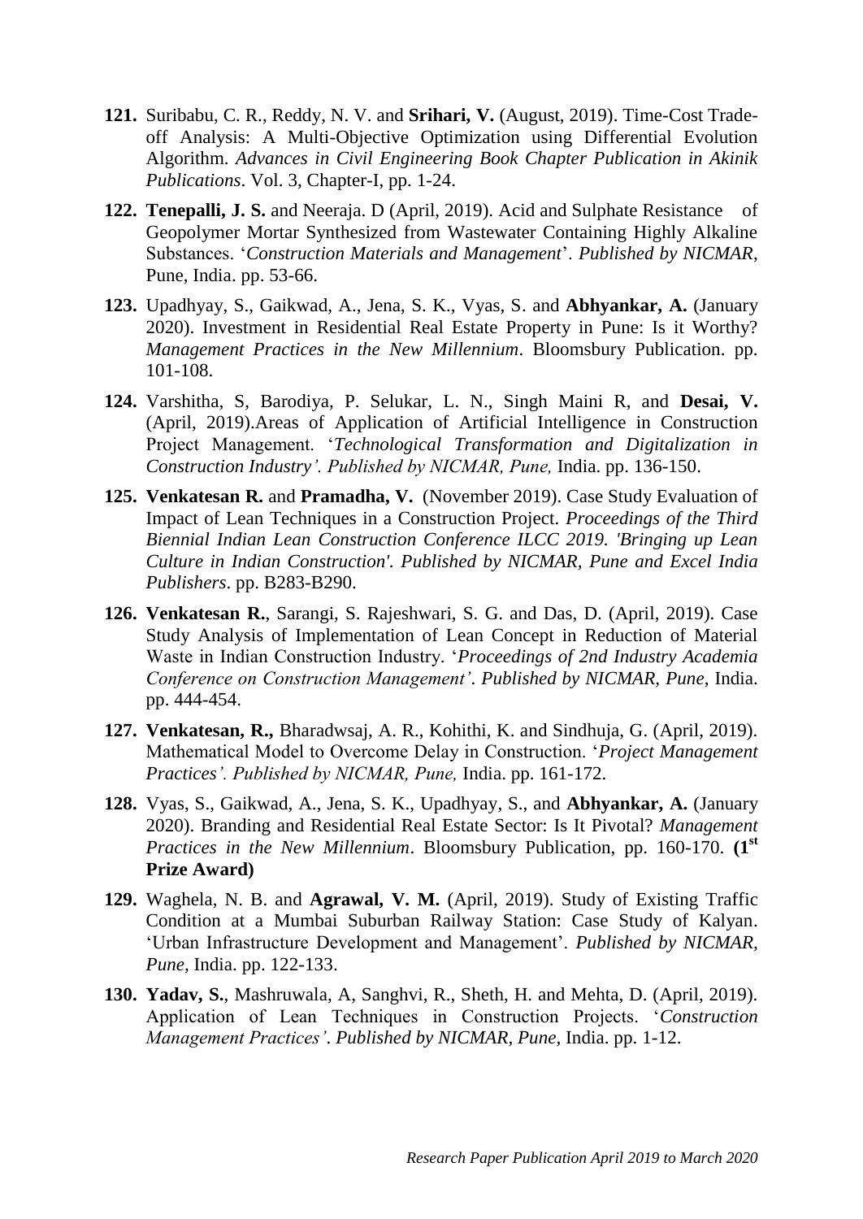**121.** Suribabu, C. R., Reddy, N. V. and **Srihari, V.** (August, 2019). Time-Cost Trade-off Analysis: A Multi-Objective Optimization using Differential Evolution Algorithm. *Advances in Civil Engineering Book Chapter Publication in Akinik Publications*. Vol. 3, Chapter-I, pp. 1-24.

**122.** **Tenepalli, J. S.** and Neeraja. D (April, 2019). Acid and Sulphate Resistance of Geopolymer Mortar Synthesized from Wastewater Containing Highly Alkaline Substances. '*Construction Materials and Management*'. *Published by NICMAR*, Pune, India. pp. 53-66.

**123.** Upadhyay, S., Gaikwad, A., Jena, S. K., Vyas, S. and **Abhyankar, A.** (January 2020). Investment in Residential Real Estate Property in Pune: Is it Worthy? *Management Practices in the New Millennium*. Bloomsbury Publication. pp. 101-108.

**124.** Varshitha, S, Barodiya, P. Selukar, L. N., Singh Maini R, and **Desai, V.** (April, 2019).Areas of Application of Artificial Intelligence in Construction Project Management. '*Technological Transformation and Digitalization in Construction Industry'. Published by NICMAR, Pune,* India. pp. 136-150.

**125.** **Venkatesan R.** and **Pramadha, V.** (November 2019). Case Study Evaluation of Impact of Lean Techniques in a Construction Project. *Proceedings of the Third Biennial Indian Lean Construction Conference ILCC 2019. 'Bringing up Lean Culture in Indian Construction'. Published by NICMAR, Pune and Excel India Publishers*. pp. B283-B290.

**126.** **Venkatesan R.**, Sarangi, S. Rajeshwari, S. G. and Das, D. (April, 2019). Case Study Analysis of Implementation of Lean Concept in Reduction of Material Waste in Indian Construction Industry. '*Proceedings of 2nd Industry Academia Conference on Construction Management'*. *Published by NICMAR, Pune*, India. pp. 444-454.

**127.** **Venkatesan, R.,** Bharadwsaj, A. R., Kohithi, K. and Sindhuja, G. (April, 2019). Mathematical Model to Overcome Delay in Construction. '*Project Management Practices'. Published by NICMAR, Pune,* India. pp. 161-172.

**128.** Vyas, S., Gaikwad, A., Jena, S. K., Upadhyay, S., and **Abhyankar, A.** (January 2020). Branding and Residential Real Estate Sector: Is It Pivotal? *Management Practices in the New Millennium*. Bloomsbury Publication, pp. 160-170. **(1st Prize Award)**

**129.** Waghela, N. B. and **Agrawal, V. M.** (April, 2019). Study of Existing Traffic Condition at a Mumbai Suburban Railway Station: Case Study of Kalyan. 'Urban Infrastructure Development and Management'. *Published by NICMAR, Pune*, India. pp. 122-133.

**130.** **Yadav, S.**, Mashruwala, A, Sanghvi, R., Sheth, H. and Mehta, D. (April, 2019). Application of Lean Techniques in Construction Projects. '*Construction Management Practices'*. *Published by NICMAR, Pune*, India. pp. 1-12.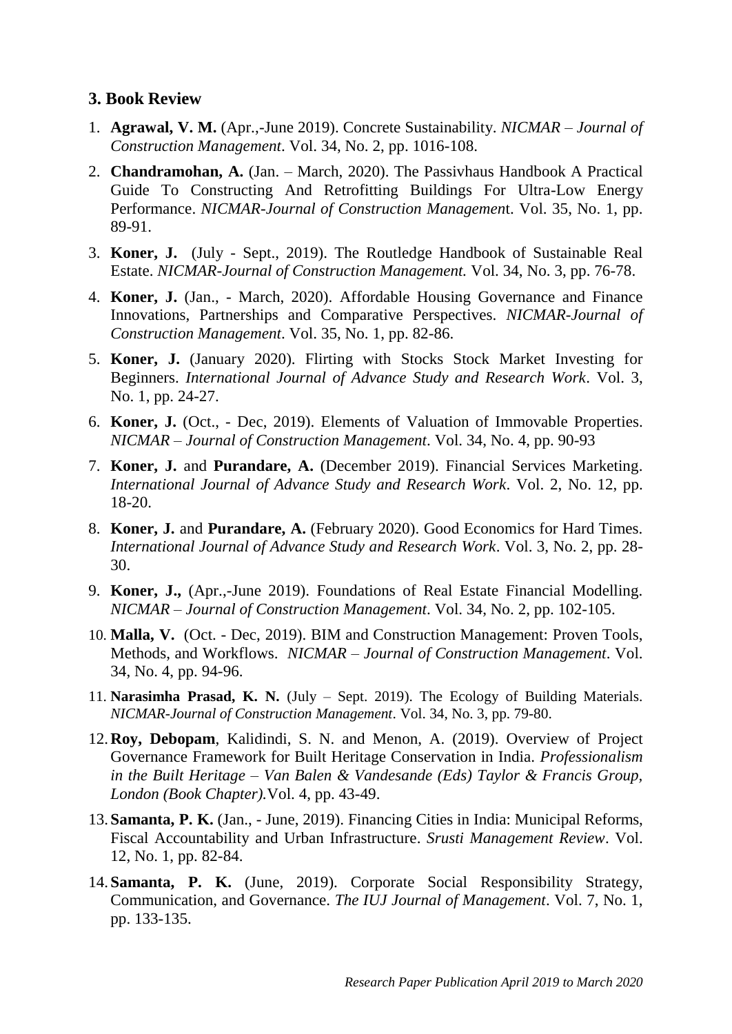## 3. Book Review

1. **Agrawal, V. M.** (Apr.,-June 2019). Concrete Sustainability. *NICMAR – Journal of Construction Management*. Vol. 34, No. 2, pp. 1016-108.
2. **Chandramohan, A.** (Jan. – March, 2020). The Passivhaus Handbook A Practical Guide To Constructing And Retrofitting Buildings For Ultra-Low Energy Performance. *NICMAR-Journal of Construction Managemen*t. Vol. 35, No. 1, pp. 89-91.
3. **Koner, J.** (July - Sept., 2019). The Routledge Handbook of Sustainable Real Estate. *NICMAR-Journal of Construction Management.* Vol. 34, No. 3, pp. 76-78.
4. **Koner, J.** (Jan., - March, 2020). Affordable Housing Governance and Finance Innovations, Partnerships and Comparative Perspectives. *NICMAR-Journal of Construction Management*. Vol. 35, No. 1, pp. 82-86.
5. **Koner, J.** (January 2020). Flirting with Stocks Stock Market Investing for Beginners. *International Journal of Advance Study and Research Work*. Vol. 3, No. 1, pp. 24-27.
6. **Koner, J.** (Oct., - Dec, 2019). Elements of Valuation of Immovable Properties. *NICMAR – Journal of Construction Management*. Vol. 34, No. 4, pp. 90-93
7. **Koner, J.** and **Purandare, A.** (December 2019). Financial Services Marketing. *International Journal of Advance Study and Research Work*. Vol. 2, No. 12, pp. 18-20.
8. **Koner, J.** and **Purandare, A.** (February 2020). Good Economics for Hard Times. *International Journal of Advance Study and Research Work*. Vol. 3, No. 2, pp. 28-30.
9. **Koner, J.,** (Apr.,-June 2019). Foundations of Real Estate Financial Modelling. *NICMAR – Journal of Construction Management*. Vol. 34, No. 2, pp. 102-105.
10. **Malla, V.** (Oct. - Dec, 2019). BIM and Construction Management: Proven Tools, Methods, and Workflows. *NICMAR – Journal of Construction Management*. Vol. 34, No. 4, pp. 94-96.
11. **Narasimha Prasad, K. N.** (July – Sept. 2019). The Ecology of Building Materials. *NICMAR-Journal of Construction Management*. Vol. 34, No. 3, pp. 79-80.
12. **Roy, Debopam**, Kalidindi, S. N. and Menon, A. (2019). Overview of Project Governance Framework for Built Heritage Conservation in India. *Professionalism in the Built Heritage – Van Balen & Vandesande (Eds) Taylor & Francis Group, London (Book Chapter).*Vol. 4, pp. 43-49.
13. **Samanta, P. K.** (Jan., - June, 2019). Financing Cities in India: Municipal Reforms, Fiscal Accountability and Urban Infrastructure. *Srusti Management Review*. Vol. 12, No. 1, pp. 82-84.
14. **Samanta, P. K.** (June, 2019). Corporate Social Responsibility Strategy, Communication, and Governance. *The IUJ Journal of Management*. Vol. 7, No. 1, pp. 133-135.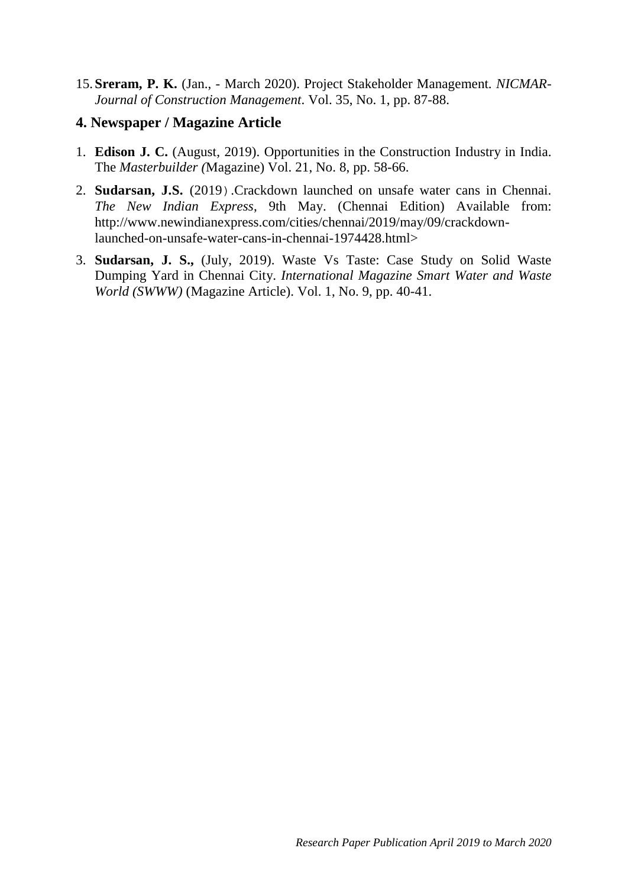15. **Sreram, P. K.** (Jan., - March 2020). Project Stakeholder Management. *NICMAR-Journal of Construction Management*. Vol. 35, No. 1, pp. 87-88.

## 4. Newspaper / Magazine Article

1. **Edison J. C.** (August, 2019). Opportunities in the Construction Industry in India. The *Masterbuilder (*Magazine) Vol. 21, No. 8, pp. 58-66.
2. **Sudarsan, J.S.** (2019）.Crackdown launched on unsafe water cans in Chennai. *The New Indian Express*, 9th May. (Chennai Edition) Available from: http://www.newindianexpress.com/cities/chennai/2019/may/09/crackdown-launched-on-unsafe-water-cans-in-chennai-1974428.html>
3. **Sudarsan, J. S.,** (July, 2019). Waste Vs Taste: Case Study on Solid Waste Dumping Yard in Chennai City. *International Magazine Smart Water and Waste World (SWWW)* (Magazine Article). Vol. 1, No. 9, pp. 40-41.